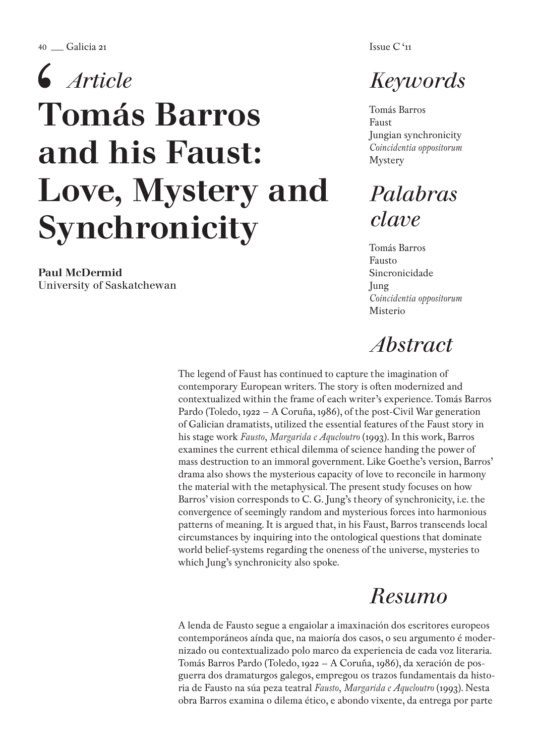*Article*

# Tomás Barros and his Faust: Love, Mystery and Synchronicity

**Paul McDermid**
University of Saskatchewan

## *Keywords*

Tomás Barros
Faust
Jungian synchronicity
*Coincidentia oppositorum*
Mystery

## *Palabras clave*

Tomás Barros
Fausto
Sincronicidade
Jung
*Coincidentia oppositorum*
Misterio

## *Abstract*

The legend of Faust has continued to capture the imagination of contemporary European writers. The story is often modernized and contextualized within the frame of each writer's experience. Tomás Barros Pardo (Toledo, 1922 – A Coruña, 1986), of the post-Civil War generation of Galician dramatists, utilized the essential features of the Faust story in his stage work *Fausto, Margarida e Aqueloutro* (1993). In this work, Barros examines the current ethical dilemma of science handing the power of mass destruction to an immoral government. Like Goethe's version, Barros' drama also shows the mysterious capacity of love to reconcile in harmony the material with the metaphysical. The present study focuses on how Barros' vision corresponds to C. G. Jung's theory of synchronicity, i.e. the convergence of seemingly random and mysterious forces into harmonious patterns of meaning. It is argued that, in his Faust, Barros transcends local circumstances by inquiring into the ontological questions that dominate world belief-systems regarding the oneness of the universe, mysteries to which Jung's synchronicity also spoke.

## *Resumo*

A lenda de Fausto segue a engaiolar a imaxinación dos escritores europeos contemporáneos aínda que, na maioría dos casos, o seu argumento é modernizado ou contextualizado polo marco da experiencia de cada voz literaria. Tomás Barros Pardo (Toledo, 1922 – A Coruña, 1986), da xeración de posguerra dos dramaturgos galegos, empregou os trazos fundamentais da historia de Fausto na súa peza teatral *Fausto, Margarida e Aqueloutro* (1993). Nesta obra Barros examina o dilema ético, e abondo vixente, da entrega por parte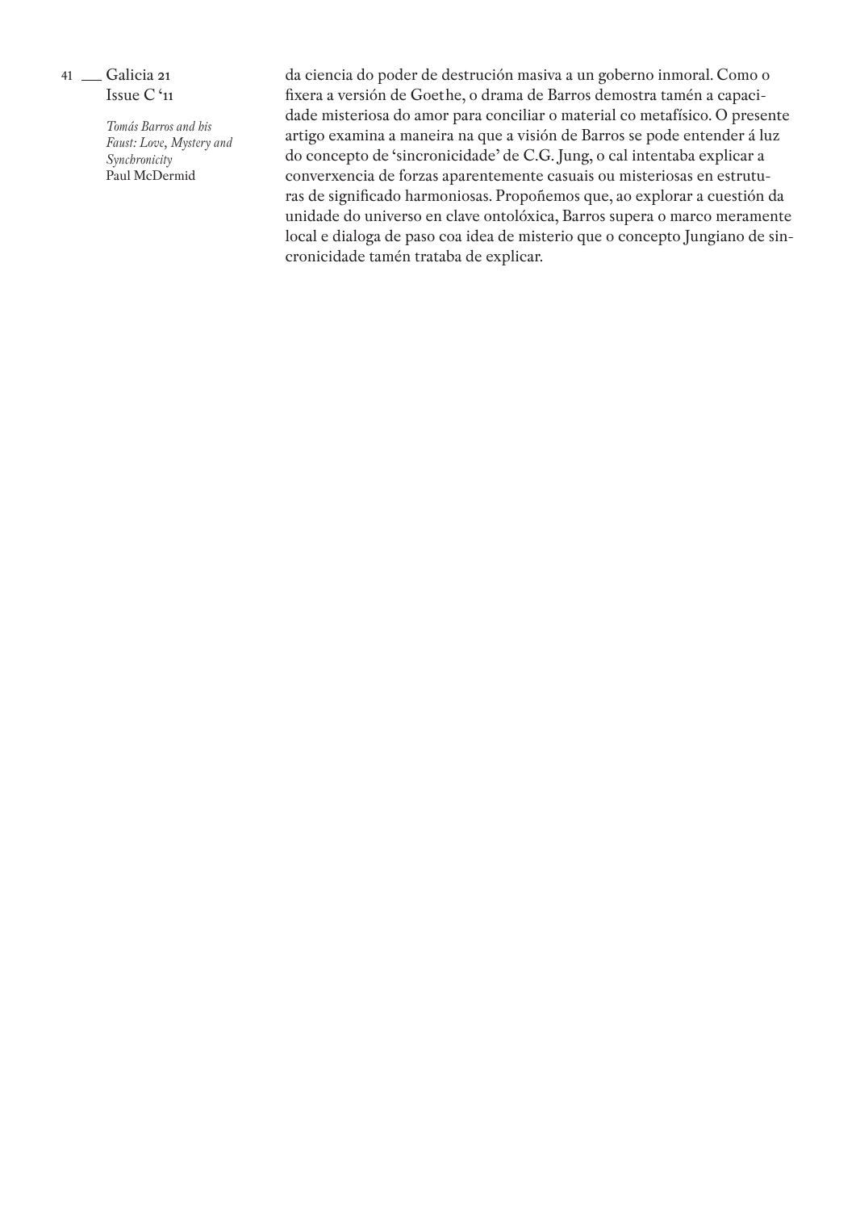da ciencia do poder de destrución masiva a un goberno inmoral. Como o fixera a versión de Goethe, o drama de Barros demostra tamén a capacidade misteriosa do amor para conciliar o material co metafísico. O presente artigo examina a maneira na que a visión de Barros se pode entender á luz do concepto de 'sincronicidade' de C.G. Jung, o cal intentaba explicar a converxencia de forzas aparentemente casuais ou misteriosas en estruturas de significado harmoniosas. Propoñemos que, ao explorar a cuestión da unidade do universo en clave ontolóxica, Barros supera o marco meramente local e dialoga de paso coa idea de misterio que o concepto Jungiano de sincronicidade tamén trataba de explicar.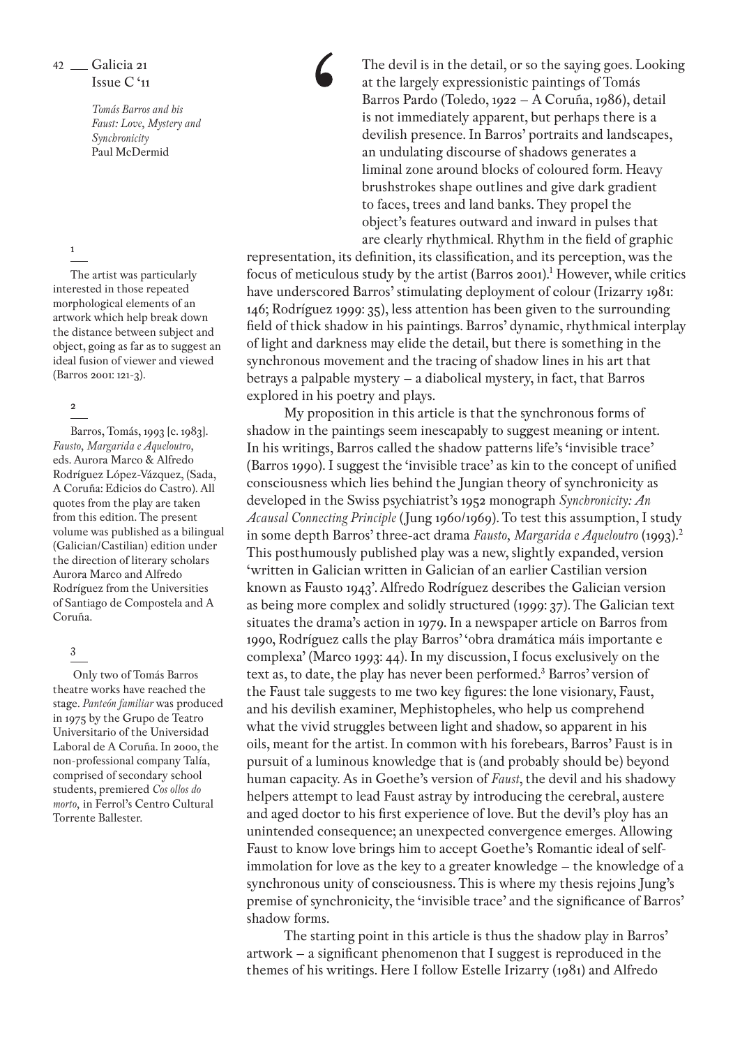*Tomás Barros and his Faust: Love, Mystery and Synchronicity*
Paul McDermid

The devil is in the detail, or so the saying goes. Looking at the largely expressionistic paintings of Tomás Barros Pardo (Toledo, 1922 – A Coruña, 1986), detail is not immediately apparent, but perhaps there is a devilish presence. In Barros' portraits and landscapes, an undulating discourse of shadows generates a liminal zone around blocks of coloured form. Heavy brushstrokes shape outlines and give dark gradient to faces, trees and land banks. They propel the object's features outward and inward in pulses that are clearly rhythmical. Rhythm in the field of graphic representation, its definition, its classification, and its perception, was the focus of meticulous study by the artist (Barros 2001).[1] However, while critics have underscored Barros' stimulating deployment of colour (Irizarry 1981: 146; Rodríguez 1999: 35), less attention has been given to the surrounding field of thick shadow in his paintings. Barros' dynamic, rhythmical interplay of light and darkness may elide the detail, but there is something in the synchronous movement and the tracing of shadow lines in his art that betrays a palpable mystery – a diabolical mystery, in fact, that Barros explored in his poetry and plays.

My proposition in this article is that the synchronous forms of shadow in the paintings seem inescapably to suggest meaning or intent. In his writings, Barros called the shadow patterns life's 'invisible trace' (Barros 1990). I suggest the 'invisible trace' as kin to the concept of unified consciousness which lies behind the Jungian theory of synchronicity as developed in the Swiss psychiatrist's 1952 monograph *Synchronicity: An Acausal Connecting Principle* (Jung 1960/1969). To test this assumption, I study in some depth Barros' three-act drama *Fausto, Margarida e Aqueloutro* (1993).[2] This posthumously published play was a new, slightly expanded, version 'written in Galician written in Galician of an earlier Castilian version known as Fausto 1943'. Alfredo Rodríguez describes the Galician version as being more complex and solidly structured (1999: 37). The Galician text situates the drama's action in 1979. In a newspaper article on Barros from 1990, Rodríguez calls the play Barros' 'obra dramática máis importante e complexa' (Marco 1993: 44). In my discussion, I focus exclusively on the text as, to date, the play has never been performed.[3] Barros' version of the Faust tale suggests to me two key figures: the lone visionary, Faust, and his devilish examiner, Mephistopheles, who help us comprehend what the vivid struggles between light and shadow, so apparent in his oils, meant for the artist. In common with his forebears, Barros' Faust is in pursuit of a luminous knowledge that is (and probably should be) beyond human capacity. As in Goethe's version of *Faust*, the devil and his shadowy helpers attempt to lead Faust astray by introducing the cerebral, austere and aged doctor to his first experience of love. But the devil's ploy has an unintended consequence; an unexpected convergence emerges. Allowing Faust to know love brings him to accept Goethe's Romantic ideal of self-immolation for love as the key to a greater knowledge – the knowledge of a synchronous unity of consciousness. This is where my thesis rejoins Jung's premise of synchronicity, the 'invisible trace' and the significance of Barros' shadow forms.

The starting point in this article is thus the shadow play in Barros' artwork – a significant phenomenon that I suggest is reproduced in the themes of his writings. Here I follow Estelle Irizarry (1981) and Alfredo

---

1. The artist was particularly interested in those repeated morphological elements of an artwork which help break down the distance between subject and object, going as far as to suggest an ideal fusion of viewer and viewed (Barros 2001: 121-3).

2. Barros, Tomás, 1993 [c. 1983]. *Fausto, Margarida e Aqueloutro*, eds. Aurora Marco & Alfredo Rodríguez López-Vázquez, (Sada, A Coruña: Edicios do Castro). All quotes from the play are taken from this edition. The present volume was published as a bilingual (Galician/Castilian) edition under the direction of literary scholars Aurora Marco and Alfredo Rodríguez from the Universities of Santiago de Compostela and A Coruña.

3. Only two of Tomás Barros theatre works have reached the stage. *Panteón familiar* was produced in 1975 by the Grupo de Teatro Universitario of the Universidad Laboral de A Coruña. In 2000, the non-professional company Talía, comprised of secondary school students, premiered *Cos ollos do morto*, in Ferrol's Centro Cultural Torrente Ballester.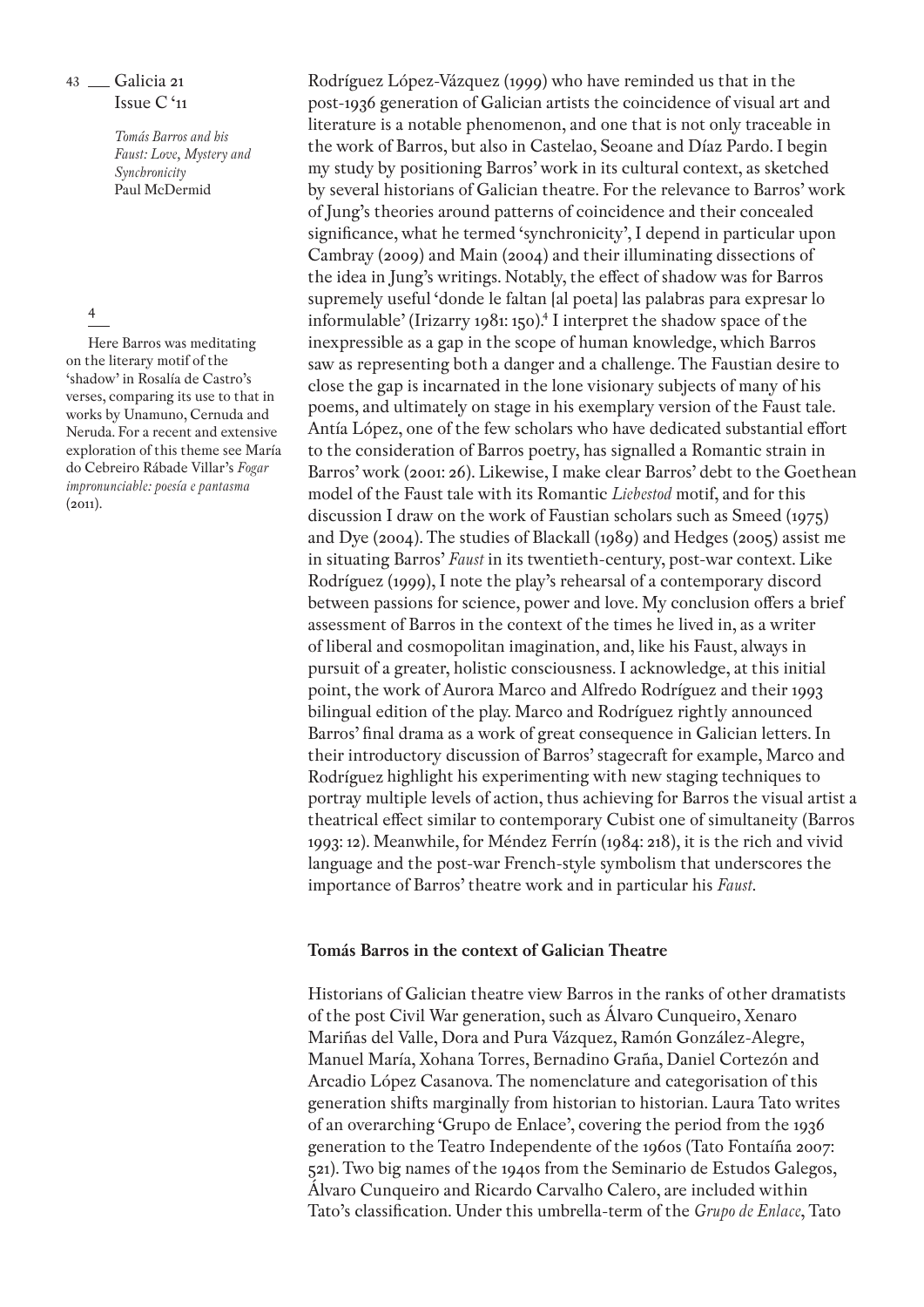Rodríguez López-Vázquez (1999) who have reminded us that in the post-1936 generation of Galician artists the coincidence of visual art and literature is a notable phenomenon, and one that is not only traceable in the work of Barros, but also in Castelao, Seoane and Díaz Pardo. I begin my study by positioning Barros' work in its cultural context, as sketched by several historians of Galician theatre. For the relevance to Barros' work of Jung's theories around patterns of coincidence and their concealed significance, what he termed 'synchronicity', I depend in particular upon Cambray (2009) and Main (2004) and their illuminating dissections of the idea in Jung's writings. Notably, the effect of shadow was for Barros supremely useful 'donde le faltan [al poeta] las palabras para expresar lo informulable' (Irizarry 1981: 150).[4] I interpret the shadow space of the inexpressible as a gap in the scope of human knowledge, which Barros saw as representing both a danger and a challenge. The Faustian desire to close the gap is incarnated in the lone visionary subjects of many of his poems, and ultimately on stage in his exemplary version of the Faust tale. Antía López, one of the few scholars who have dedicated substantial effort to the consideration of Barros poetry, has signalled a Romantic strain in Barros' work (2001: 26). Likewise, I make clear Barros' debt to the Goethean model of the Faust tale with its Romantic *Liebestod* motif, and for this discussion I draw on the work of Faustian scholars such as Smeed (1975) and Dye (2004). The studies of Blackall (1989) and Hedges (2005) assist me in situating Barros' *Faust* in its twentieth-century, post-war context. Like Rodríguez (1999), I note the play's rehearsal of a contemporary discord between passions for science, power and love. My conclusion offers a brief assessment of Barros in the context of the times he lived in, as a writer of liberal and cosmopolitan imagination, and, like his Faust, always in pursuit of a greater, holistic consciousness. I acknowledge, at this initial point, the work of Aurora Marco and Alfredo Rodríguez and their 1993 bilingual edition of the play. Marco and Rodríguez rightly announced Barros' final drama as a work of great consequence in Galician letters. In their introductory discussion of Barros' stagecraft for example, Marco and Rodríguez highlight his experimenting with new staging techniques to portray multiple levels of action, thus achieving for Barros the visual artist a theatrical effect similar to contemporary Cubist one of simultaneity (Barros 1993: 12). Meanwhile, for Méndez Ferrín (1984: 218), it is the rich and vivid language and the post-war French-style symbolism that underscores the importance of Barros' theatre work and in particular his *Faust*.

[4] Here Barros was meditating on the literary motif of the 'shadow' in Rosalía de Castro's verses, comparing its use to that in works by Unamuno, Cernuda and Neruda. For a recent and extensive exploration of this theme see María do Cebreiro Rábade Villar's *Fogar impronunciable: poesía e pantasma* (2011).

## Tomás Barros in the context of Galician Theatre

Historians of Galician theatre view Barros in the ranks of other dramatists of the post Civil War generation, such as Álvaro Cunqueiro, Xenaro Mariñas del Valle, Dora and Pura Vázquez, Ramón González-Alegre, Manuel María, Xohana Torres, Bernadino Graña, Daniel Cortezón and Arcadio López Casanova. The nomenclature and categorisation of this generation shifts marginally from historian to historian. Laura Tato writes of an overarching 'Grupo de Enlace', covering the period from the 1936 generation to the Teatro Independente of the 1960s (Tato Fontaíña 2007: 521). Two big names of the 1940s from the Seminario de Estudos Galegos, Álvaro Cunqueiro and Ricardo Carvalho Calero, are included within Tato's classification. Under this umbrella-term of the *Grupo de Enlace*, Tato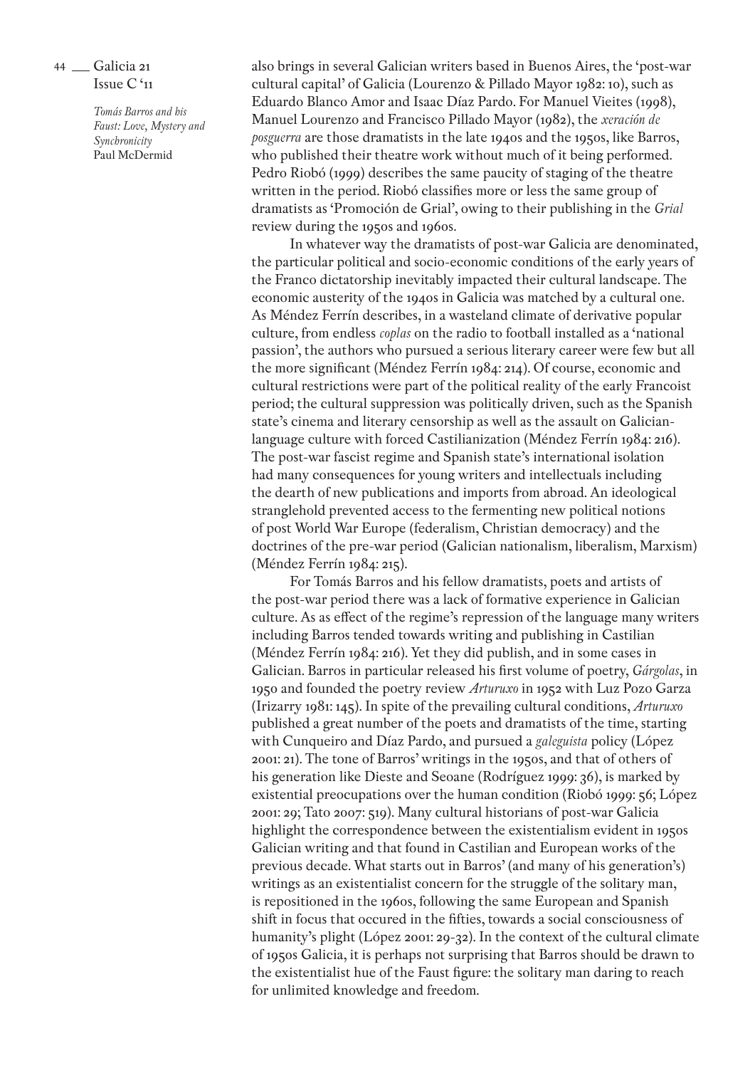also brings in several Galician writers based in Buenos Aires, the 'post-war cultural capital' of Galicia (Lourenzo & Pillado Mayor 1982: 10), such as Eduardo Blanco Amor and Isaac Díaz Pardo. For Manuel Vieites (1998), Manuel Lourenzo and Francisco Pillado Mayor (1982), the *xeración de posguerra* are those dramatists in the late 1940s and the 1950s, like Barros, who published their theatre work without much of it being performed. Pedro Riobó (1999) describes the same paucity of staging of the theatre written in the period. Riobó classifies more or less the same group of dramatists as 'Promoción de Grial', owing to their publishing in the *Grial* review during the 1950s and 1960s.

In whatever way the dramatists of post-war Galicia are denominated, the particular political and socio-economic conditions of the early years of the Franco dictatorship inevitably impacted their cultural landscape. The economic austerity of the 1940s in Galicia was matched by a cultural one. As Méndez Ferrín describes, in a wasteland climate of derivative popular culture, from endless *coplas* on the radio to football installed as a 'national passion', the authors who pursued a serious literary career were few but all the more significant (Méndez Ferrín 1984: 214). Of course, economic and cultural restrictions were part of the political reality of the early Francoist period; the cultural suppression was politically driven, such as the Spanish state's cinema and literary censorship as well as the assault on Galician-language culture with forced Castilianization (Méndez Ferrín 1984: 216). The post-war fascist regime and Spanish state's international isolation had many consequences for young writers and intellectuals including the dearth of new publications and imports from abroad. An ideological stranglehold prevented access to the fermenting new political notions of post World War Europe (federalism, Christian democracy) and the doctrines of the pre-war period (Galician nationalism, liberalism, Marxism) (Méndez Ferrín 1984: 215).

For Tomás Barros and his fellow dramatists, poets and artists of the post-war period there was a lack of formative experience in Galician culture. As as effect of the regime's repression of the language many writers including Barros tended towards writing and publishing in Castilian (Méndez Ferrín 1984: 216). Yet they did publish, and in some cases in Galician. Barros in particular released his first volume of poetry, *Gárgolas*, in 1950 and founded the poetry review *Arturuxo* in 1952 with Luz Pozo Garza (Irizarry 1981: 145). In spite of the prevailing cultural conditions, *Arturuxo* published a great number of the poets and dramatists of the time, starting with Cunqueiro and Díaz Pardo, and pursued a *galeguista* policy (López 2001: 21). The tone of Barros' writings in the 1950s, and that of others of his generation like Dieste and Seoane (Rodríguez 1999: 36), is marked by existential preoccupations over the human condition (Riobó 1999: 56; López 2001: 29; Tato 2007: 519). Many cultural historians of post-war Galicia highlight the correspondence between the existentialism evident in 1950s Galician writing and that found in Castilian and European works of the previous decade. What starts out in Barros' (and many of his generation's) writings as an existentialist concern for the struggle of the solitary man, is repositioned in the 1960s, following the same European and Spanish shift in focus that occured in the fifties, towards a social consciousness of humanity's plight (López 2001: 29-32). In the context of the cultural climate of 1950s Galicia, it is perhaps not surprising that Barros should be drawn to the existentialist hue of the Faust figure: the solitary man daring to reach for unlimited knowledge and freedom.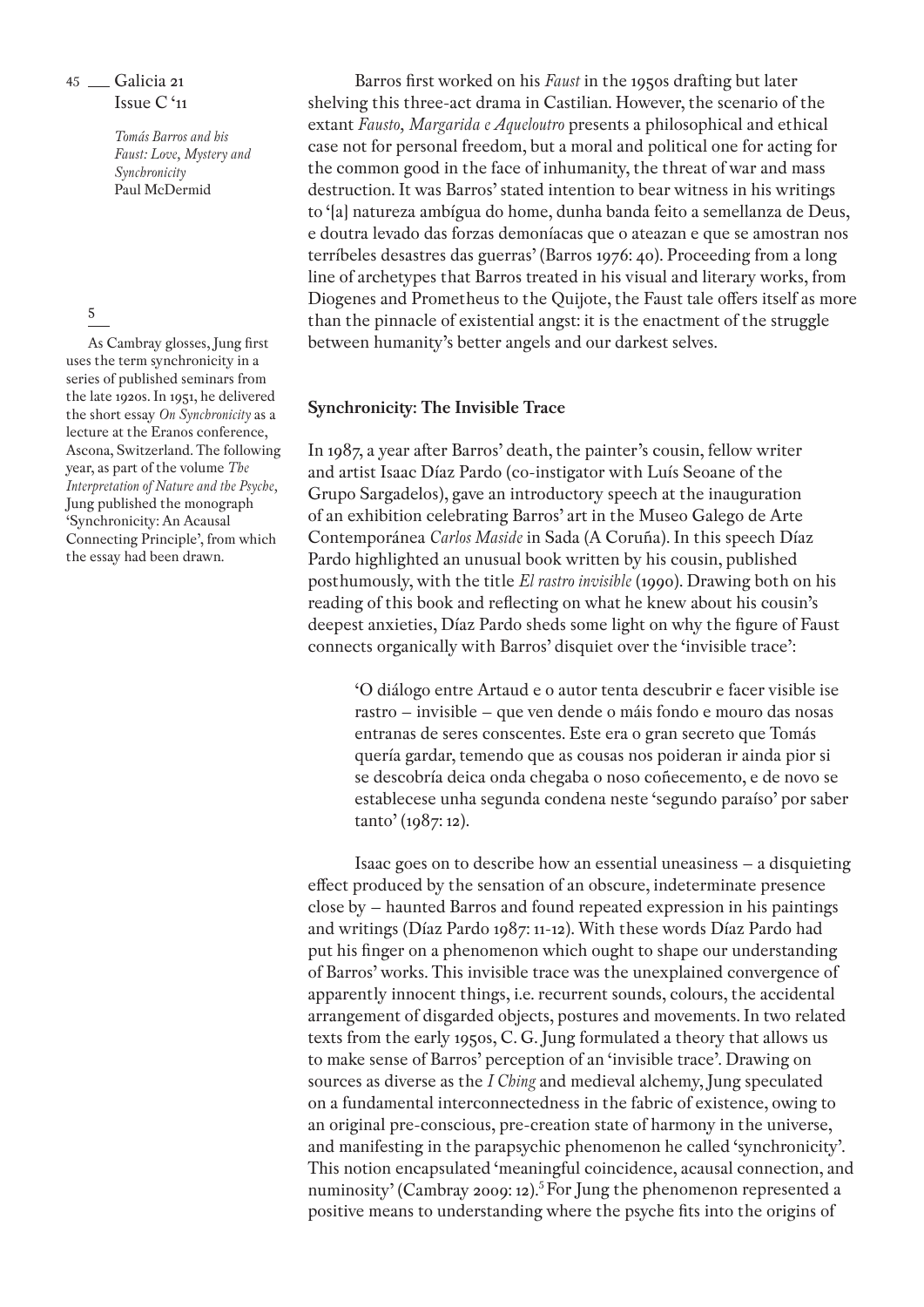Barros first worked on his *Faust* in the 1950s drafting but later shelving this three-act drama in Castilian. However, the scenario of the extant *Fausto, Margarida e Aqueloutro* presents a philosophical and ethical case not for personal freedom, but a moral and political one for acting for the common good in the face of inhumanity, the threat of war and mass destruction. It was Barros' stated intention to bear witness in his writings to '[a] natureza ambígua do home, dunha banda feito a semellanza de Deus, e doutra levado das forzas demoníacas que o ateazan e que se amostran nos terríbeles desastres das guerras' (Barros 1976: 40). Proceeding from a long line of archetypes that Barros treated in his visual and literary works, from Diogenes and Prometheus to the Quijote, the Faust tale offers itself as more than the pinnacle of existential angst: it is the enactment of the struggle between humanity's better angels and our darkest selves.

## Synchronicity: The Invisible Trace

In 1987, a year after Barros' death, the painter's cousin, fellow writer and artist Isaac Díaz Pardo (co-instigator with Luís Seoane of the Grupo Sargadelos), gave an introductory speech at the inauguration of an exhibition celebrating Barros' art in the Museo Galego de Arte Contemporánea *Carlos Maside* in Sada (A Coruña). In this speech Díaz Pardo highlighted an unusual book written by his cousin, published posthumously, with the title *El rastro invisible* (1990). Drawing both on his reading of this book and reflecting on what he knew about his cousin's deepest anxieties, Díaz Pardo sheds some light on why the figure of Faust connects organically with Barros' disquiet over the 'invisible trace':

> 'O diálogo entre Artaud e o autor tenta descubrir e facer visible ise rastro – invisible – que ven dende o máis fondo e mouro das nosas entranas de seres conscentes. Este era o gran secreto que Tomás quería gardar, temendo que as cousas nos poideran ir ainda pior si se descobría deica onda chegaba o noso coñecemento, e de novo se establecese unha segunda condena neste 'segundo paraíso' por saber tanto' (1987: 12).

Isaac goes on to describe how an essential uneasiness – a disquieting effect produced by the sensation of an obscure, indeterminate presence close by – haunted Barros and found repeated expression in his paintings and writings (Díaz Pardo 1987: 11-12). With these words Díaz Pardo had put his finger on a phenomenon which ought to shape our understanding of Barros' works. This invisible trace was the unexplained convergence of apparently innocent things, i.e. recurrent sounds, colours, the accidental arrangement of disgarded objects, postures and movements. In two related texts from the early 1950s, C. G. Jung formulated a theory that allows us to make sense of Barros' perception of an 'invisible trace'. Drawing on sources as diverse as the *I Ching* and medieval alchemy, Jung speculated on a fundamental interconnectedness in the fabric of existence, owing to an original pre-conscious, pre-creation state of harmony in the universe, and manifesting in the parapsychic phenomenon he called 'synchronicity'. This notion encapsulated 'meaningful coincidence, acausal connection, and numinosity' (Cambray 2009: 12).[5] For Jung the phenomenon represented a positive means to understanding where the psyche fits into the origins of

---

5

As Cambray glosses, Jung first uses the term synchronicity in a series of published seminars from the late 1920s. In 1951, he delivered the short essay *On Synchronicity* as a lecture at the Eranos conference, Ascona, Switzerland. The following year, as part of the volume *The Interpretation of Nature and the Psyche*, Jung published the monograph 'Synchronicity: An Acausal Connecting Principle', from which the essay had been drawn.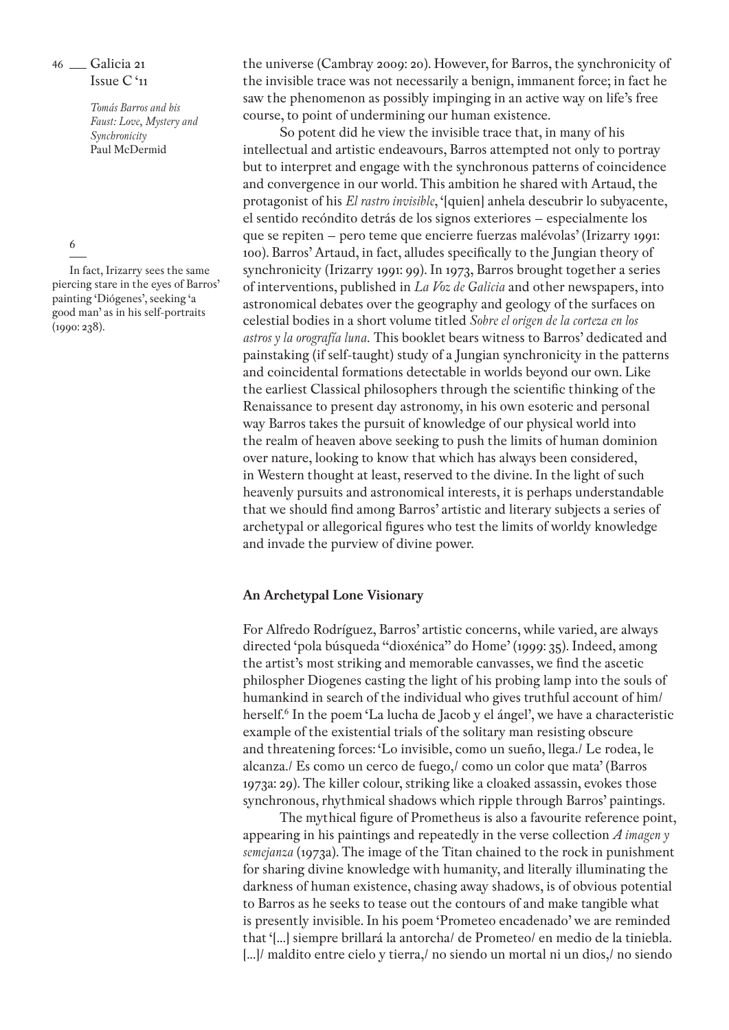the universe (Cambray 2009: 20). However, for Barros, the synchronicity of the invisible trace was not necessarily a benign, immanent force; in fact he saw the phenomenon as possibly impinging in an active way on life's free course, to point of undermining our human existence.

So potent did he view the invisible trace that, in many of his intellectual and artistic endeavours, Barros attempted not only to portray but to interpret and engage with the synchronous patterns of coincidence and convergence in our world. This ambition he shared with Artaud, the protagonist of his *El rastro invisible*, '[quien] anhela descubrir lo subyacente, el sentido recóndito detrás de los signos exteriores – especialmente los que se repiten – pero teme que encierre fuerzas malévolas' (Irizarry 1991: 100). Barros' Artaud, in fact, alludes specifically to the Jungian theory of synchronicity (Irizarry 1991: 99). In 1973, Barros brought together a series of interventions, published in *La Voz de Galicia* and other newspapers, into astronomical debates over the geography and geology of the surfaces on celestial bodies in a short volume titled *Sobre el origen de la corteza en los astros y la orografía luna*. This booklet bears witness to Barros' dedicated and painstaking (if self-taught) study of a Jungian synchronicity in the patterns and coincidental formations detectable in worlds beyond our own. Like the earliest Classical philosophers through the scientific thinking of the Renaissance to present day astronomy, in his own esoteric and personal way Barros takes the pursuit of knowledge of our physical world into the realm of heaven above seeking to push the limits of human dominion over nature, looking to know that which has always been considered, in Western thought at least, reserved to the divine. In the light of such heavenly pursuits and astronomical interests, it is perhaps understandable that we should find among Barros' artistic and literary subjects a series of archetypal or allegorical figures who test the limits of worldy knowledge and invade the purview of divine power.

### An Archetypal Lone Visionary

For Alfredo Rodríguez, Barros' artistic concerns, while varied, are always directed 'pola búsqueda "dioxénica" do Home' (1999: 35). Indeed, among the artist's most striking and memorable canvasses, we find the ascetic philospher Diogenes casting the light of his probing lamp into the souls of humankind in search of the individual who gives truthful account of him/herself.[6] In the poem 'La lucha de Jacob y el ángel', we have a characteristic example of the existential trials of the solitary man resisting obscure and threatening forces: 'Lo invisible, como un sueño, llega./ Le rodea, le alcanza./ Es como un cerco de fuego,/ como un color que mata' (Barros 1973a: 29). The killer colour, striking like a cloaked assassin, evokes those synchronous, rhythmical shadows which ripple through Barros' paintings.

The mythical figure of Prometheus is also a favourite reference point, appearing in his paintings and repeatedly in the verse collection *A imagen y semejanza* (1973a). The image of the Titan chained to the rock in punishment for sharing divine knowledge with humanity, and literally illuminating the darkness of human existence, chasing away shadows, is of obvious potential to Barros as he seeks to tease out the contours of and make tangible what is presently invisible. In his poem 'Prometeo encadenado' we are reminded that '[...] siempre brillará la antorcha/ de Prometeo/ en medio de la tiniebla. [...]/ maldito entre cielo y tierra,/ no siendo un mortal ni un dios,/ no siendo

---

6 In fact, Irizarry sees the same piercing stare in the eyes of Barros' painting 'Diógenes', seeking 'a good man' as in his self-portraits (1990: 238).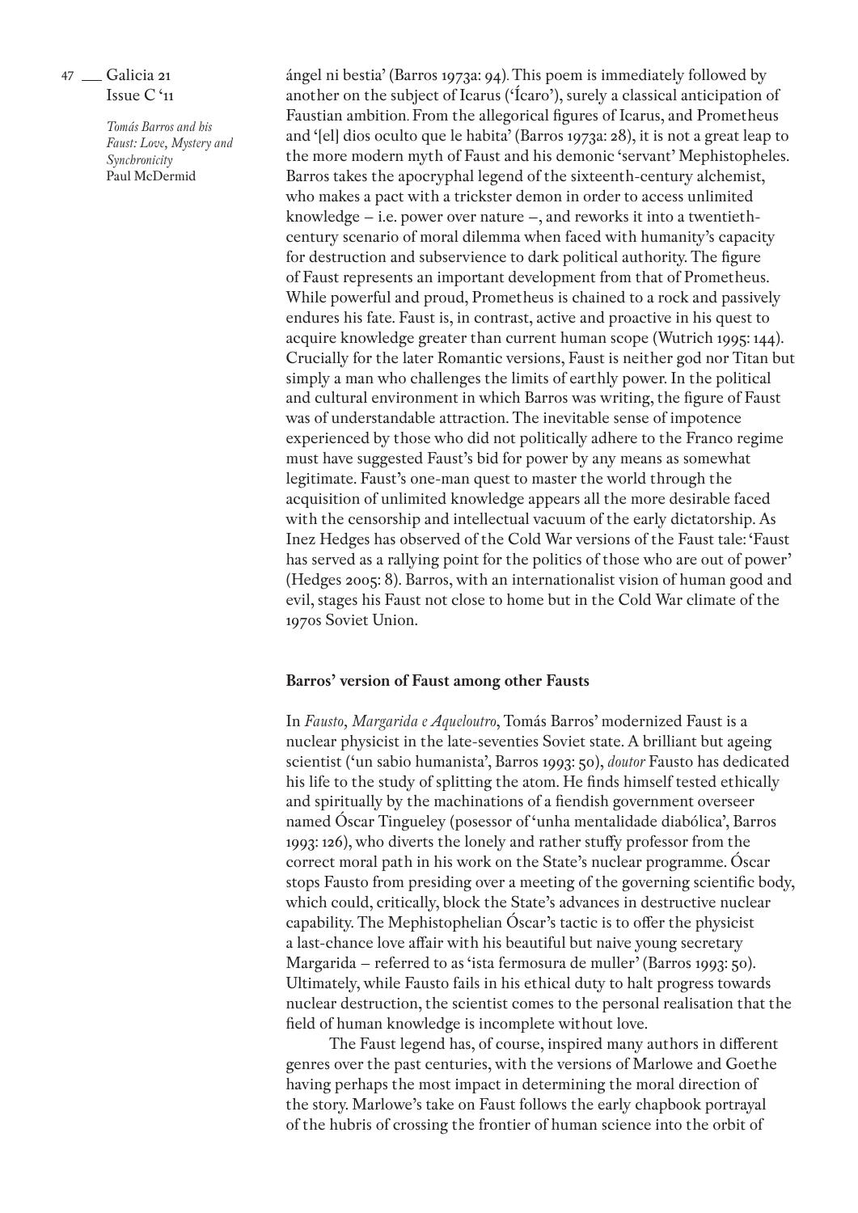ángel ni bestia' (Barros 1973a: 94). This poem is immediately followed by another on the subject of Icarus ('Ícaro'), surely a classical anticipation of Faustian ambition. From the allegorical figures of Icarus, and Prometheus and '[el] dios oculto que le habita' (Barros 1973a: 28), it is not a great leap to the more modern myth of Faust and his demonic 'servant' Mephistopheles. Barros takes the apocryphal legend of the sixteenth-century alchemist, who makes a pact with a trickster demon in order to access unlimited knowledge – i.e. power over nature –, and reworks it into a twentieth-century scenario of moral dilemma when faced with humanity's capacity for destruction and subservience to dark political authority. The figure of Faust represents an important development from that of Prometheus. While powerful and proud, Prometheus is chained to a rock and passively endures his fate. Faust is, in contrast, active and proactive in his quest to acquire knowledge greater than current human scope (Wutrich 1995: 144). Crucially for the later Romantic versions, Faust is neither god nor Titan but simply a man who challenges the limits of earthly power. In the political and cultural environment in which Barros was writing, the figure of Faust was of understandable attraction. The inevitable sense of impotence experienced by those who did not politically adhere to the Franco regime must have suggested Faust's bid for power by any means as somewhat legitimate. Faust's one-man quest to master the world through the acquisition of unlimited knowledge appears all the more desirable faced with the censorship and intellectual vacuum of the early dictatorship. As Inez Hedges has observed of the Cold War versions of the Faust tale: 'Faust has served as a rallying point for the politics of those who are out of power' (Hedges 2005: 8). Barros, with an internationalist vision of human good and evil, stages his Faust not close to home but in the Cold War climate of the 1970s Soviet Union.

## Barros' version of Faust among other Fausts

In *Fausto, Margarida e Aqueloutro*, Tomás Barros' modernized Faust is a nuclear physicist in the late-seventies Soviet state. A brilliant but ageing scientist ('un sabio humanista', Barros 1993: 50), *doutor* Fausto has dedicated his life to the study of splitting the atom. He finds himself tested ethically and spiritually by the machinations of a fiendish government overseer named Óscar Tingueley (posessor of 'unha mentalidade diabólica', Barros 1993: 126), who diverts the lonely and rather stuffy professor from the correct moral path in his work on the State's nuclear programme. Óscar stops Fausto from presiding over a meeting of the governing scientific body, which could, critically, block the State's advances in destructive nuclear capability. The Mephistophelian Óscar's tactic is to offer the physicist a last-chance love affair with his beautiful but naive young secretary Margarida – referred to as 'ista fermosura de muller' (Barros 1993: 50). Ultimately, while Fausto fails in his ethical duty to halt progress towards nuclear destruction, the scientist comes to the personal realisation that the field of human knowledge is incomplete without love.

The Faust legend has, of course, inspired many authors in different genres over the past centuries, with the versions of Marlowe and Goethe having perhaps the most impact in determining the moral direction of the story. Marlowe's take on Faust follows the early chapbook portrayal of the hubris of crossing the frontier of human science into the orbit of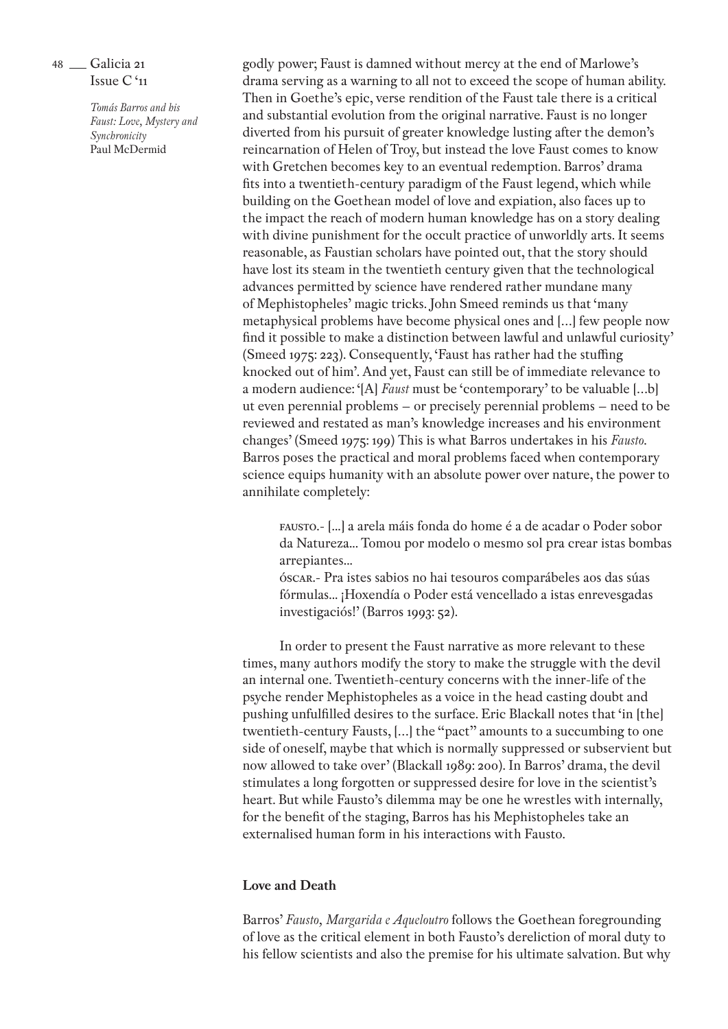godly power; Faust is damned without mercy at the end of Marlowe's drama serving as a warning to all not to exceed the scope of human ability. Then in Goethe's epic, verse rendition of the Faust tale there is a critical and substantial evolution from the original narrative. Faust is no longer diverted from his pursuit of greater knowledge lusting after the demon's reincarnation of Helen of Troy, but instead the love Faust comes to know with Gretchen becomes key to an eventual redemption. Barros' drama fits into a twentieth-century paradigm of the Faust legend, which while building on the Goethean model of love and expiation, also faces up to the impact the reach of modern human knowledge has on a story dealing with divine punishment for the occult practice of unworldly arts. It seems reasonable, as Faustian scholars have pointed out, that the story should have lost its steam in the twentieth century given that the technological advances permitted by science have rendered rather mundane many of Mephistopheles' magic tricks. John Smeed reminds us that 'many metaphysical problems have become physical ones and […] few people now find it possible to make a distinction between lawful and unlawful curiosity' (Smeed 1975: 223). Consequently, 'Faust has rather had the stuffing knocked out of him'. And yet, Faust can still be of immediate relevance to a modern audience: '[A] *Faust* must be 'contemporary' to be valuable […b] ut even perennial problems – or precisely perennial problems – need to be reviewed and restated as man's knowledge increases and his environment changes' (Smeed 1975: 199) This is what Barros undertakes in his *Fausto*. Barros poses the practical and moral problems faced when contemporary science equips humanity with an absolute power over nature, the power to annihilate completely:

> FAUSTO.- […] a arela máis fonda do home é a de acadar o Poder sobor da Natureza… Tomou por modelo o mesmo sol pra crear istas bombas arrepiantes…
> ÓSCAR.- Pra istes sabios no hai tesouros comparábeles aos das súas fórmulas… ¡Hoxendía o Poder está vencellado a istas enrevesgadas investigaciós!' (Barros 1993: 52).

In order to present the Faust narrative as more relevant to these times, many authors modify the story to make the struggle with the devil an internal one. Twentieth-century concerns with the inner-life of the psyche render Mephistopheles as a voice in the head casting doubt and pushing unfulfilled desires to the surface. Eric Blackall notes that 'in [the] twentieth-century Fausts, […] the "pact" amounts to a succumbing to one side of oneself, maybe that which is normally suppressed or subservient but now allowed to take over' (Blackall 1989: 200). In Barros' drama, the devil stimulates a long forgotten or suppressed desire for love in the scientist's heart. But while Fausto's dilemma may be one he wrestles with internally, for the benefit of the staging, Barros has his Mephistopheles take an externalised human form in his interactions with Fausto.

### Love and Death

Barros' *Fausto, Margarida e Aqueloutro* follows the Goethean foregrounding of love as the critical element in both Fausto's dereliction of moral duty to his fellow scientists and also the premise for his ultimate salvation. But why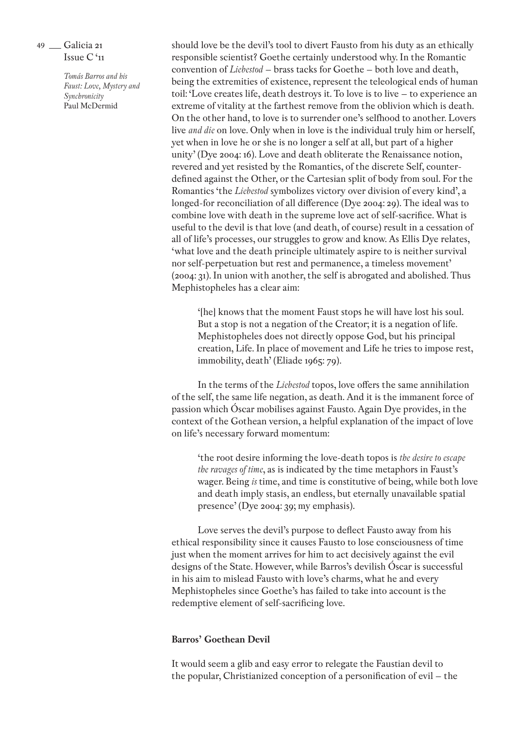should love be the devil's tool to divert Fausto from his duty as an ethically responsible scientist? Goethe certainly understood why. In the Romantic convention of *Liebestod* – brass tacks for Goethe – both love and death, being the extremities of existence, represent the teleological ends of human toil: 'Love creates life, death destroys it. To love is to live – to experience an extreme of vitality at the farthest remove from the oblivion which is death. On the other hand, to love is to surrender one's selfhood to another. Lovers live *and die* on love. Only when in love is the individual truly him or herself, yet when in love he or she is no longer a self at all, but part of a higher unity' (Dye 2004: 16). Love and death obliterate the Renaissance notion, revered and yet resisted by the Romantics, of the discrete Self, counter-defined against the Other, or the Cartesian split of body from soul. For the Romantics 'the *Liebestod* symbolizes victory over division of every kind', a longed-for reconciliation of all difference (Dye 2004: 29). The ideal was to combine love with death in the supreme love act of self-sacrifice. What is useful to the devil is that love (and death, of course) result in a cessation of all of life's processes, our struggles to grow and know. As Ellis Dye relates, 'what love and the death principle ultimately aspire to is neither survival nor self-perpetuation but rest and permanence, a timeless movement' (2004: 31). In union with another, the self is abrogated and abolished. Thus Mephistopheles has a clear aim:

> '[he] knows that the moment Faust stops he will have lost his soul. But a stop is not a negation of the Creator; it is a negation of life. Mephistopheles does not directly oppose God, but his principal creation, Life. In place of movement and Life he tries to impose rest, immobility, death' (Eliade 1965: 79).

In the terms of the *Liebestod* topos, love offers the same annihilation of the self, the same life negation, as death. And it is the immanent force of passion which Óscar mobilises against Fausto. Again Dye provides, in the context of the Gothean version, a helpful explanation of the impact of love on life's necessary forward momentum:

> 'the root desire informing the love-death topos is *the desire to escape the ravages of time*, as is indicated by the time metaphors in Faust's wager. Being *is* time, and time is constitutive of being, while both love and death imply stasis, an endless, but eternally unavailable spatial presence' (Dye 2004: 39; my emphasis).

Love serves the devil's purpose to deflect Fausto away from his ethical responsibility since it causes Fausto to lose consciousness of time just when the moment arrives for him to act decisively against the evil designs of the State. However, while Barros's devilish Óscar is successful in his aim to mislead Fausto with love's charms, what he and every Mephistopheles since Goethe's has failed to take into account is the redemptive element of self-sacrificing love.

### Barros' Goethean Devil

It would seem a glib and easy error to relegate the Faustian devil to the popular, Christianized conception of a personification of evil – the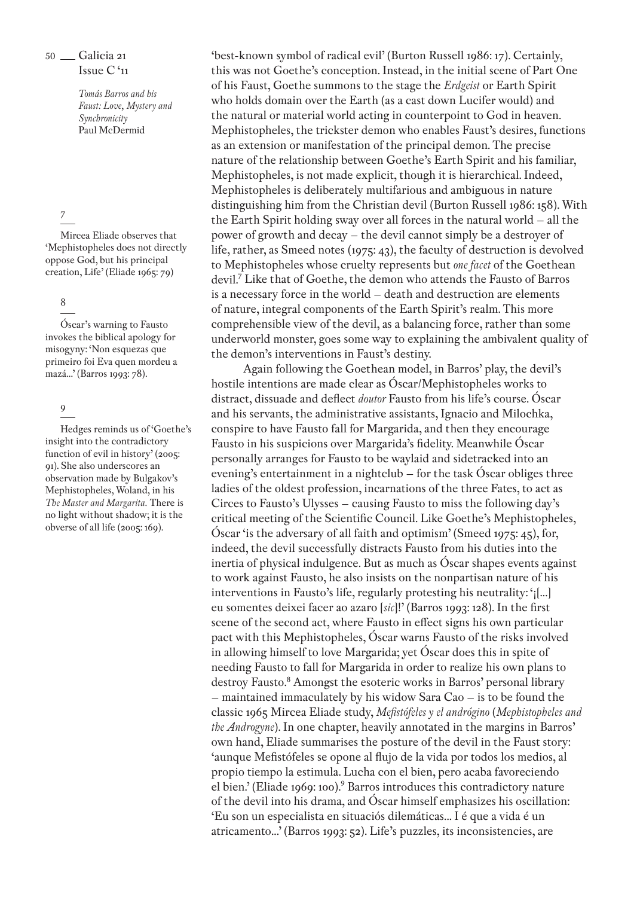'best-known symbol of radical evil' (Burton Russell 1986: 17). Certainly, this was not Goethe's conception. Instead, in the initial scene of Part One of his Faust, Goethe summons to the stage the *Erdgeist* or Earth Spirit who holds domain over the Earth (as a cast down Lucifer would) and the natural or material world acting in counterpoint to God in heaven. Mephistopheles, the trickster demon who enables Faust's desires, functions as an extension or manifestation of the principal demon. The precise nature of the relationship between Goethe's Earth Spirit and his familiar, Mephistopheles, is not made explicit, though it is hierarchical. Indeed, Mephistopheles is deliberately multifarious and ambiguous in nature distinguishing him from the Christian devil (Burton Russell 1986: 158). With the Earth Spirit holding sway over all forces in the natural world – all the power of growth and decay – the devil cannot simply be a destroyer of life, rather, as Smeed notes (1975: 43), the faculty of destruction is devolved to Mephistopheles whose cruelty represents but *one facet* of the Goethean devil.[7] Like that of Goethe, the demon who attends the Fausto of Barros is a necessary force in the world – death and destruction are elements of nature, integral components of the Earth Spirit's realm. This more comprehensible view of the devil, as a balancing force, rather than some underworld monster, goes some way to explaining the ambivalent quality of the demon's interventions in Faust's destiny.

Again following the Goethean model, in Barros' play, the devil's hostile intentions are made clear as Óscar/Mephistopheles works to distract, dissuade and deflect *doutor* Fausto from his life's course. Óscar and his servants, the administrative assistants, Ignacio and Milochka, conspire to have Fausto fall for Margarida, and then they encourage Fausto in his suspicions over Margarida's fidelity. Meanwhile Óscar personally arranges for Fausto to be waylaid and sidetracked into an evening's entertainment in a nightclub – for the task Óscar obliges three ladies of the oldest profession, incarnations of the three Fates, to act as Circes to Fausto's Ulysses – causing Fausto to miss the following day's critical meeting of the Scientific Council. Like Goethe's Mephistopheles, Óscar 'is the adversary of all faith and optimism' (Smeed 1975: 45), for, indeed, the devil successfully distracts Fausto from his duties into the inertia of physical indulgence. But as much as Óscar shapes events against to work against Fausto, he also insists on the nonpartisan nature of his interventions in Fausto's life, regularly protesting his neutrality: '¡[…] eu somentes deixei facer ao azaro [*sic*]!' (Barros 1993: 128). In the first scene of the second act, where Fausto in effect signs his own particular pact with this Mephistopheles, Óscar warns Fausto of the risks involved in allowing himself to love Margarida; yet Óscar does this in spite of needing Fausto to fall for Margarida in order to realize his own plans to destroy Fausto.[8] Amongst the esoteric works in Barros' personal library – maintained immaculately by his widow Sara Cao – is to be found the classic 1965 Mircea Eliade study, *Mefistófeles y el andrógino* (*Mephistopheles and the Androgyne*). In one chapter, heavily annotated in the margins in Barros' own hand, Eliade summarises the posture of the devil in the Faust story: 'aunque Mefistófeles se opone al flujo de la vida por todos los medios, al propio tiempo la estimula. Lucha con el bien, pero acaba favoreciendo el bien.' (Eliade 1969: 100).[9] Barros introduces this contradictory nature of the devil into his drama, and Óscar himself emphasizes his oscillation: 'Eu son un especialista en situaciós dilemáticas… I é que a vida é un atricamento…' (Barros 1993: 52). Life's puzzles, its inconsistencies, are

---

7 — Mircea Eliade observes that 'Mephistopheles does not directly oppose God, but his principal creation, Life' (Eliade 1965: 79)

8 — Óscar's warning to Fausto invokes the biblical apology for misogyny: 'Non esquezas que primeiro foi Eva quen mordeu a mazá…' (Barros 1993: 78).

9 — Hedges reminds us of 'Goethe's insight into the contradictory function of evil in history' (2005: 91). She also underscores an observation made by Bulgakov's Mephistopheles, Woland, in his *The Master and Margarita*. There is no light without shadow; it is the obverse of all life (2005: 169).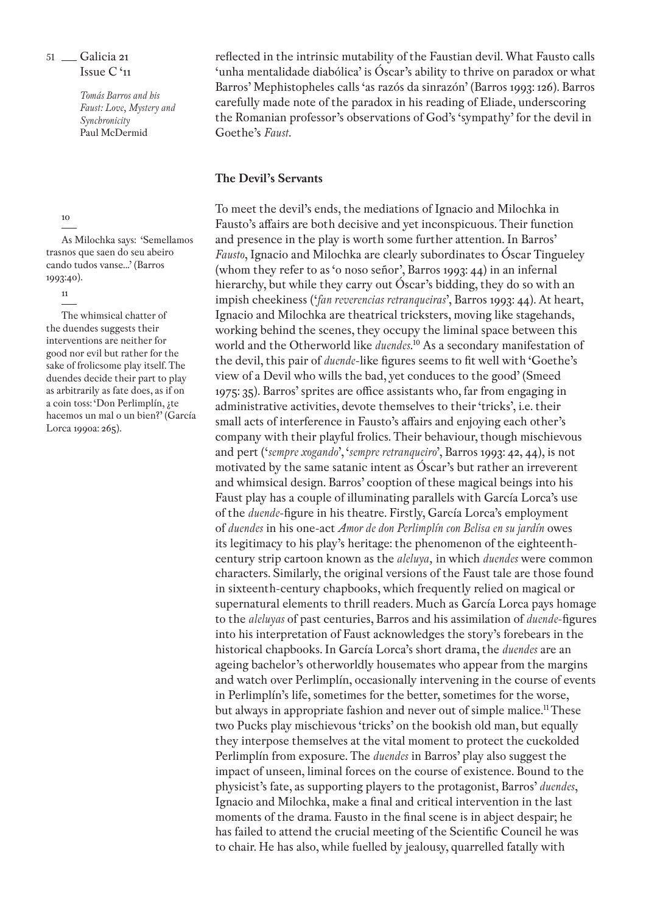reflected in the intrinsic mutability of the Faustian devil. What Fausto calls 'unha mentalidade diabólica' is Óscar's ability to thrive on paradox or what Barros' Mephistopheles calls 'as razós da sinrazón' (Barros 1993: 126). Barros carefully made note of the paradox in his reading of Eliade, underscoring the Romanian professor's observations of God's 'sympathy' for the devil in Goethe's *Faust*.

### The Devil's Servants

To meet the devil's ends, the mediations of Ignacio and Milochka in Fausto's affairs are both decisive and yet inconspicuous. Their function and presence in the play is worth some further attention. In Barros' *Fausto*, Ignacio and Milochka are clearly subordinates to Óscar Tingueley (whom they refer to as 'o noso señor', Barros 1993: 44) in an infernal hierarchy, but while they carry out Óscar's bidding, they do so with an impish cheekiness ('*fan reverencias retranqueiras*', Barros 1993: 44). At heart, Ignacio and Milochka are theatrical tricksters, moving like stagehands, working behind the scenes, they occupy the liminal space between this world and the Otherworld like *duendes*.[10] As a secondary manifestation of the devil, this pair of *duende*-like figures seems to fit well with 'Goethe's view of a Devil who wills the bad, yet conduces to the good' (Smeed 1975: 35). Barros' sprites are office assistants who, far from engaging in administrative activities, devote themselves to their 'tricks', i.e. their small acts of interference in Fausto's affairs and enjoying each other's company with their playful frolics. Their behaviour, though mischievous and pert ('*sempre xogando*', '*sempre retranqueiro*', Barros 1993: 42, 44), is not motivated by the same satanic intent as Óscar's but rather an irreverent and whimsical design. Barros' cooption of these magical beings into his Faust play has a couple of illuminating parallels with García Lorca's use of the *duende*-figure in his theatre. Firstly, García Lorca's employment of *duendes* in his one-act *Amor de don Perlimplín con Belisa en su jardín* owes its legitimacy to his play's heritage: the phenomenon of the eighteenth-century strip cartoon known as the *aleluya*, in which *duendes* were common characters. Similarly, the original versions of the Faust tale are those found in sixteenth-century chapbooks, which frequently relied on magical or supernatural elements to thrill readers. Much as García Lorca pays homage to the *aleluyas* of past centuries, Barros and his assimilation of *duende*-figures into his interpretation of Faust acknowledges the story's forebears in the historical chapbooks. In García Lorca's short drama, the *duendes* are an ageing bachelor's otherworldly housemates who appear from the margins and watch over Perlimplín, occasionally intervening in the course of events in Perlimplín's life, sometimes for the better, sometimes for the worse, but always in appropriate fashion and never out of simple malice.[11] These two Pucks play mischievous 'tricks' on the bookish old man, but equally they interpose themselves at the vital moment to protect the cuckolded Perlimplín from exposure. The *duendes* in Barros' play also suggest the impact of unseen, liminal forces on the course of existence. Bound to the physicist's fate, as supporting players to the protagonist, Barros' *duendes*, Ignacio and Milochka, make a final and critical intervention in the last moments of the drama. Fausto in the final scene is in abject despair; he has failed to attend the crucial meeting of the Scientific Council he was to chair. He has also, while fuelled by jealousy, quarrelled fatally with

---

10 As Milochka says: 'Semellamos trasnos que saen do seu abeiro cando tudos vanse...' (Barros 1993:40).

11 The whimsical chatter of the duendes suggests their interventions are neither for good nor evil but rather for the sake of frolicsome play itself. The duendes decide their part to play as arbitrarily as fate does, as if on a coin toss: 'Don Perlimplín, ¿te hacemos un mal o un bien?' (García Lorca 1990a: 265).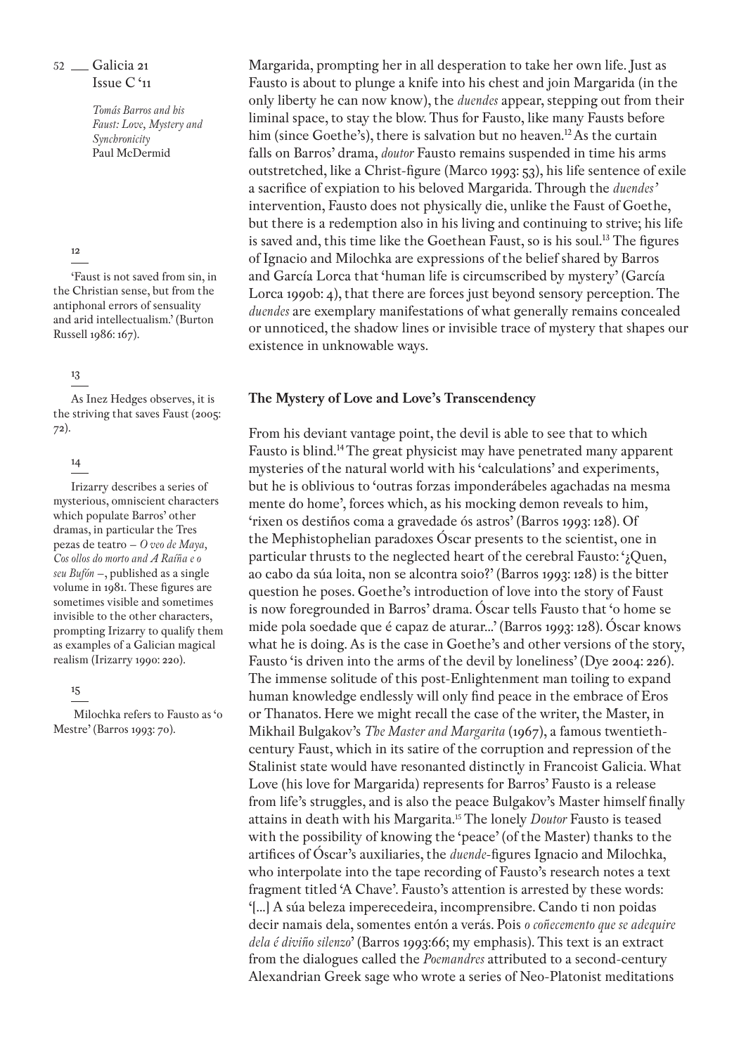Margarida, prompting her in all desperation to take her own life. Just as Fausto is about to plunge a knife into his chest and join Margarida (in the only liberty he can now know), the *duendes* appear, stepping out from their liminal space, to stay the blow. Thus for Fausto, like many Fausts before him (since Goethe's), there is salvation but no heaven.[12] As the curtain falls on Barros' drama, *doutor* Fausto remains suspended in time his arms outstretched, like a Christ-figure (Marco 1993: 53), his life sentence of exile a sacrifice of expiation to his beloved Margarida. Through the *duendes'* intervention, Fausto does not physically die, unlike the Faust of Goethe, but there is a redemption also in his living and continuing to strive; his life is saved and, this time like the Goethean Faust, so is his soul.[13] The figures of Ignacio and Milochka are expressions of the belief shared by Barros and García Lorca that 'human life is circumscribed by mystery' (García Lorca 1990b: 4), that there are forces just beyond sensory perception. The *duendes* are exemplary manifestations of what generally remains concealed or unnoticed, the shadow lines or invisible trace of mystery that shapes our existence in unknowable ways.

## The Mystery of Love and Love's Transcendency

From his deviant vantage point, the devil is able to see that to which Fausto is blind.[14] The great physicist may have penetrated many apparent mysteries of the natural world with his 'calculations' and experiments, but he is oblivious to 'outras forzas imponderábeles agachadas na mesma mente do home', forces which, as his mocking demon reveals to him, 'rixen os destiños coma a gravedade ós astros' (Barros 1993: 128). Of the Mephistophelian paradoxes Óscar presents to the scientist, one in particular thrusts to the neglected heart of the cerebral Fausto: '¿Quen, ao cabo da súa loita, non se alcontra soio?' (Barros 1993: 128) is the bitter question he poses. Goethe's introduction of love into the story of Faust is now foregrounded in Barros' drama. Óscar tells Fausto that 'o home se mide pola soedade que é capaz de aturar...' (Barros 1993: 128). Óscar knows what he is doing. As is the case in Goethe's and other versions of the story, Fausto 'is driven into the arms of the devil by loneliness' (Dye 2004: 226). The immense solitude of this post-Enlightenment man toiling to expand human knowledge endlessly will only find peace in the embrace of Eros or Thanatos. Here we might recall the case of the writer, the Master, in Mikhail Bulgakov's *The Master and Margarita* (1967), a famous twentieth-century Faust, which in its satire of the corruption and repression of the Stalinist state would have resonanted distinctly in Francoist Galicia. What Love (his love for Margarida) represents for Barros' Fausto is a release from life's struggles, and is also the peace Bulgakov's Master himself finally attains in death with his Margarita.[15] The lonely *Doutor* Fausto is teased with the possibility of knowing the 'peace' (of the Master) thanks to the artifices of Óscar's auxiliaries, the *duende*-figures Ignacio and Milochka, who interpolate into the tape recording of Fausto's research notes a text fragment titled 'A Chave'. Fausto's attention is arrested by these words: '[...] A súa beleza imperecedeira, incomprensibre. Cando ti non poidas decir namais dela, somentes entón a verás. Pois *o coñecemento que se adequire dela é diviño silenzo*' (Barros 1993:66; my emphasis). This text is an extract from the dialogues called the *Poemandres* attributed to a second-century Alexandrian Greek sage who wrote a series of Neo-Platonist meditations

---

12 'Faust is not saved from sin, in the Christian sense, but from the antiphonal errors of sensuality and arid intellectualism.' (Burton Russell 1986: 167).

13 As Inez Hedges observes, it is the striving that saves Faust (2005: 72).

14 Irizarry describes a series of mysterious, omniscient characters which populate Barros' other dramas, in particular the Tres pezas de teatro – *O veo de Maya*, *Cos ollos do morto and A Raíña e o seu Bufón* –, published as a single volume in 1981. These figures are sometimes visible and sometimes invisible to the other characters, prompting Irizarry to qualify them as examples of a Galician magical realism (Irizarry 1990: 220).

15 Milochka refers to Fausto as 'o Mestre' (Barros 1993: 70).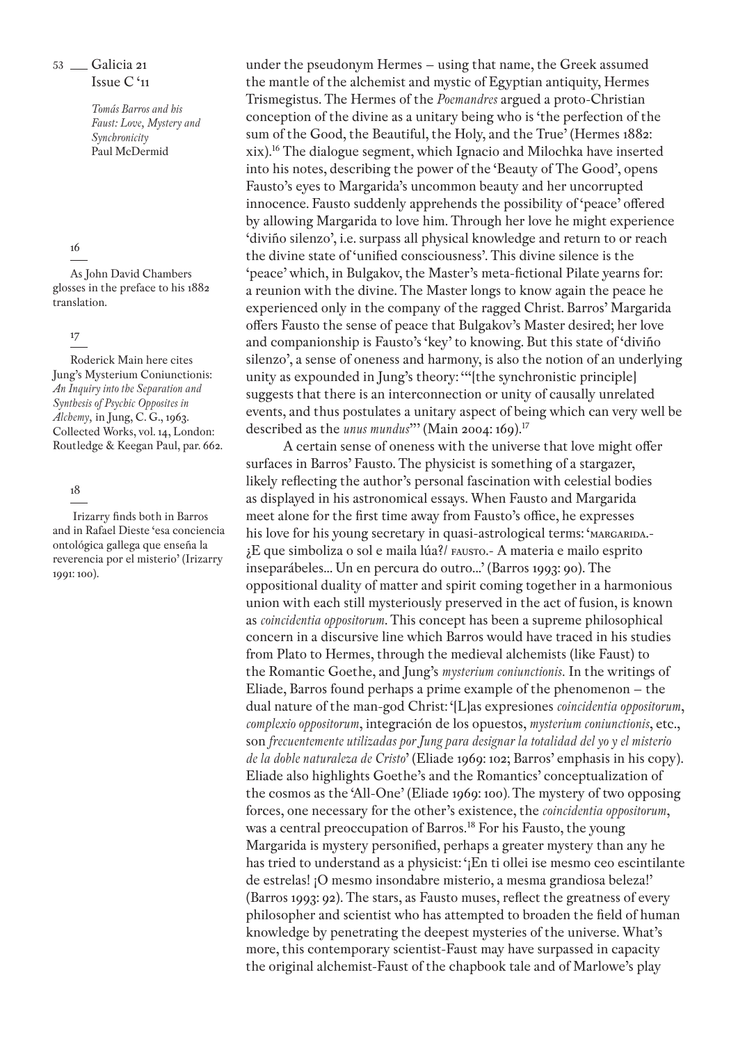under the pseudonym Hermes – using that name, the Greek assumed the mantle of the alchemist and mystic of Egyptian antiquity, Hermes Trismegistus. The Hermes of the *Poemandres* argued a proto-Christian conception of the divine as a unitary being who is 'the perfection of the sum of the Good, the Beautiful, the Holy, and the True' (Hermes 1882: xix).[16] The dialogue segment, which Ignacio and Milochka have inserted into his notes, describing the power of the 'Beauty of The Good', opens Fausto's eyes to Margarida's uncommon beauty and her uncorrupted innocence. Fausto suddenly apprehends the possibility of 'peace' offered by allowing Margarida to love him. Through her love he might experience 'diviño silenzo', i.e. surpass all physical knowledge and return to or reach the divine state of 'unified consciousness'. This divine silence is the 'peace' which, in Bulgakov, the Master's meta-fictional Pilate yearns for: a reunion with the divine. The Master longs to know again the peace he experienced only in the company of the ragged Christ. Barros' Margarida offers Fausto the sense of peace that Bulgakov's Master desired; her love and companionship is Fausto's 'key' to knowing. But this state of 'diviño silenzo', a sense of oneness and harmony, is also the notion of an underlying unity as expounded in Jung's theory: '"[the synchronistic principle] suggests that there is an interconnection or unity of causally unrelated events, and thus postulates a unitary aspect of being which can very well be described as the *unus mundus*"' (Main 2004: 169).[17]

A certain sense of oneness with the universe that love might offer surfaces in Barros' Fausto. The physicist is something of a stargazer, likely reflecting the author's personal fascination with celestial bodies as displayed in his astronomical essays. When Fausto and Margarida meet alone for the first time away from Fausto's office, he expresses his love for his young secretary in quasi-astrological terms: 'MARGARIDA.- ¿E que simboliza o sol e maila lúa?/ FAUSTO.- A materia e mailo esprito inseparábeles... Un en percura do outro...' (Barros 1993: 90). The oppositional duality of matter and spirit coming together in a harmonious union with each still mysteriously preserved in the act of fusion, is known as *coincidentia oppositorum*. This concept has been a supreme philosophical concern in a discursive line which Barros would have traced in his studies from Plato to Hermes, through the medieval alchemists (like Faust) to the Romantic Goethe, and Jung's *mysterium coniunctionis*. In the writings of Eliade, Barros found perhaps a prime example of the phenomenon – the dual nature of the man-god Christ: '[L]as expresiones *coincidentia oppositorum*, *complexio oppositorum*, integración de los opuestos, *mysterium coniunctionis*, etc., son *frecuentemente utilizadas por Jung para designar la totalidad del yo y el misterio de la doble naturaleza de Cristo*' (Eliade 1969: 102; Barros' emphasis in his copy). Eliade also highlights Goethe's and the Romantics' conceptualization of the cosmos as the 'All-One' (Eliade 1969: 100). The mystery of two opposing forces, one necessary for the other's existence, the *coincidentia oppositorum*, was a central preoccupation of Barros.[18] For his Fausto, the young Margarida is mystery personified, perhaps a greater mystery than any he has tried to understand as a physicist: '¡En ti ollei ise mesmo ceo escintilante de estrelas! ¡O mesmo insondabre misterio, a mesma grandiosa beleza!' (Barros 1993: 92). The stars, as Fausto muses, reflect the greatness of every philosopher and scientist who has attempted to broaden the field of human knowledge by penetrating the deepest mysteries of the universe. What's more, this contemporary scientist-Faust may have surpassed in capacity the original alchemist-Faust of the chapbook tale and of Marlowe's play

---

16. As John David Chambers glosses in the preface to his 1882 translation.

17. Roderick Main here cites Jung's Mysterium Coniunctionis: *An Inquiry into the Separation and Synthesis of Psychic Opposites in Alchemy*, in Jung, C. G., 1963. Collected Works, vol. 14, London: Routledge & Keegan Paul, par. 662.

18. Irizarry finds both in Barros and in Rafael Dieste 'esa conciencia ontológica gallega que enseña la reverencia por el misterio' (Irizarry 1991: 100).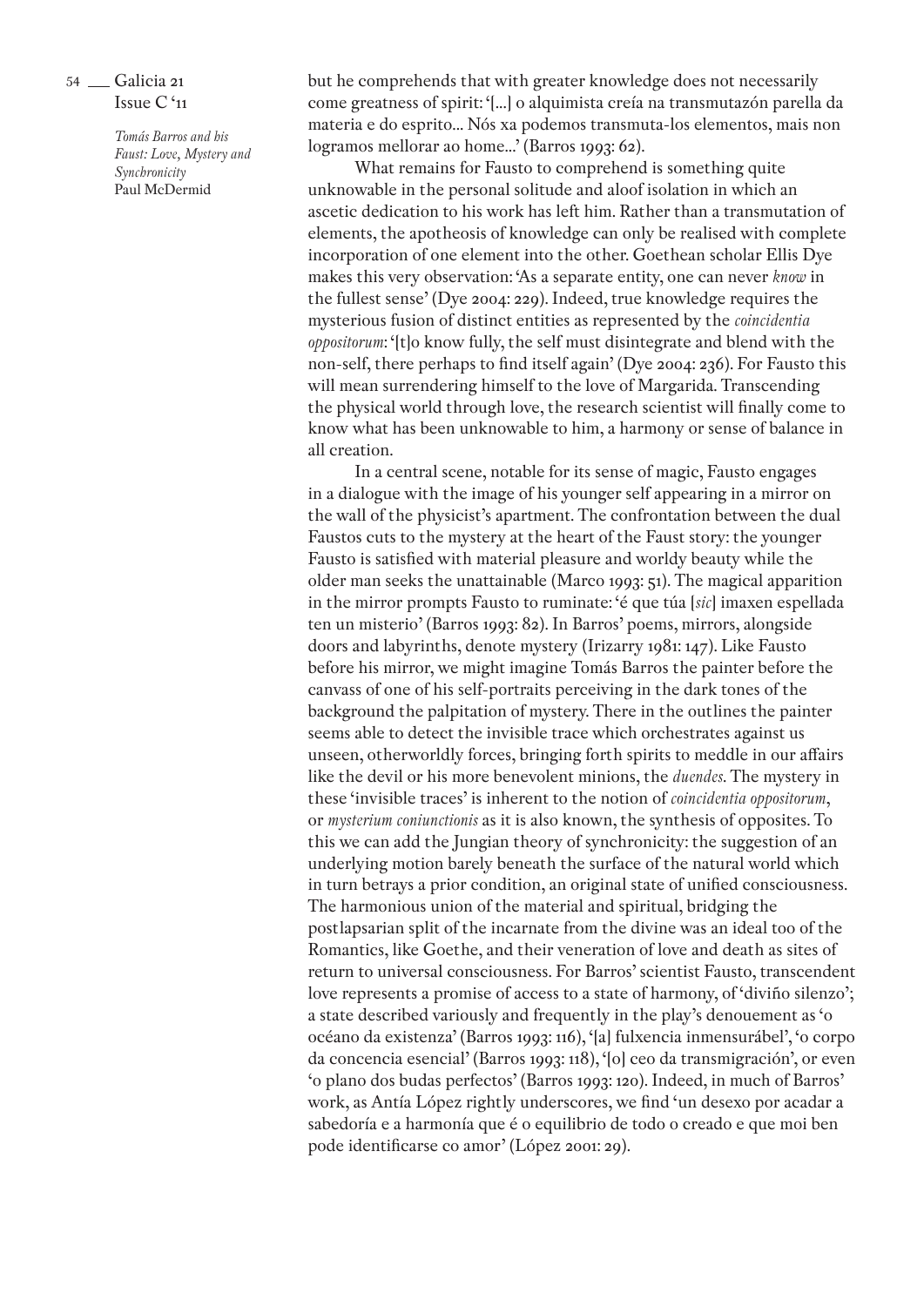but he comprehends that with greater knowledge does not necessarily come greatness of spirit: '[...] o alquimista creía na transmutazón parella da materia e do esprito... Nós xa podemos transmuta-los elementos, mais non logramos mellorar ao home...' (Barros 1993: 62).

What remains for Fausto to comprehend is something quite unknowable in the personal solitude and aloof isolation in which an ascetic dedication to his work has left him. Rather than a transmutation of elements, the apotheosis of knowledge can only be realised with complete incorporation of one element into the other. Goethean scholar Ellis Dye makes this very observation: 'As a separate entity, one can never *know* in the fullest sense' (Dye 2004: 229). Indeed, true knowledge requires the mysterious fusion of distinct entities as represented by the *coincidentia oppositorum*: '[t]o know fully, the self must disintegrate and blend with the non-self, there perhaps to find itself again' (Dye 2004: 236). For Fausto this will mean surrendering himself to the love of Margarida. Transcending the physical world through love, the research scientist will finally come to know what has been unknowable to him, a harmony or sense of balance in all creation.

In a central scene, notable for its sense of magic, Fausto engages in a dialogue with the image of his younger self appearing in a mirror on the wall of the physicist's apartment. The confrontation between the dual Faustos cuts to the mystery at the heart of the Faust story: the younger Fausto is satisfied with material pleasure and worldy beauty while the older man seeks the unattainable (Marco 1993: 51). The magical apparition in the mirror prompts Fausto to ruminate: 'é que túa [*sic*] imaxen espellada ten un misterio' (Barros 1993: 82). In Barros' poems, mirrors, alongside doors and labyrinths, denote mystery (Irizarry 1981: 147). Like Fausto before his mirror, we might imagine Tomás Barros the painter before the canvass of one of his self-portraits perceiving in the dark tones of the background the palpitation of mystery. There in the outlines the painter seems able to detect the invisible trace which orchestrates against us unseen, otherworldly forces, bringing forth spirits to meddle in our affairs like the devil or his more benevolent minions, the *duendes*. The mystery in these 'invisible traces' is inherent to the notion of *coincidentia oppositorum*, or *mysterium coniunctionis* as it is also known, the synthesis of opposites. To this we can add the Jungian theory of synchronicity: the suggestion of an underlying motion barely beneath the surface of the natural world which in turn betrays a prior condition, an original state of unified consciousness. The harmonious union of the material and spiritual, bridging the postlapsarian split of the incarnate from the divine was an ideal too of the Romantics, like Goethe, and their veneration of love and death as sites of return to universal consciousness. For Barros' scientist Fausto, transcendent love represents a promise of access to a state of harmony, of 'diviño silenzo'; a state described variously and frequently in the play's denouement as 'o océano da existenza' (Barros 1993: 116), '[a] fulxencia inmensurábel', 'o corpo da concencia esencial' (Barros 1993: 118), '[o] ceo da transmigración', or even 'o plano dos budas perfectos' (Barros 1993: 120). Indeed, in much of Barros' work, as Antía López rightly underscores, we find 'un desexo por acadar a sabedoría e a harmonía que é o equilibrio de todo o creado e que moi ben pode identificarse co amor' (López 2001: 29).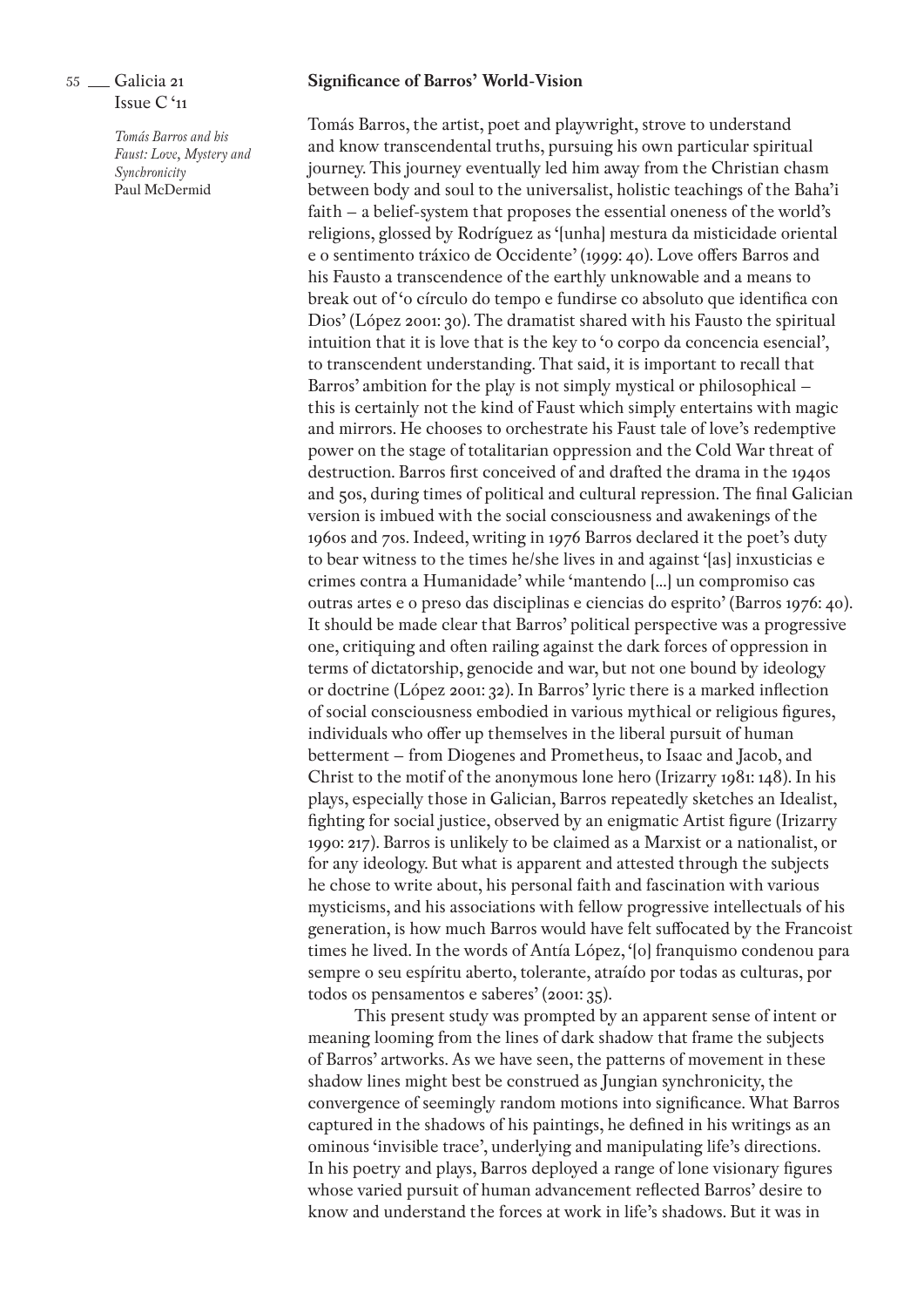### Significance of Barros' World-Vision

Tomás Barros, the artist, poet and playwright, strove to understand and know transcendental truths, pursuing his own particular spiritual journey. This journey eventually led him away from the Christian chasm between body and soul to the universalist, holistic teachings of the Baha'i faith – a belief-system that proposes the essential oneness of the world's religions, glossed by Rodríguez as '[unha] mestura da misticidade oriental e o sentimento tráxico de Occidente' (1999: 40). Love offers Barros and his Fausto a transcendence of the earthly unknowable and a means to break out of 'o círculo do tempo e fundirse co absoluto que identifica con Dios' (López 2001: 30). The dramatist shared with his Fausto the spiritual intuition that it is love that is the key to 'o corpo da concencia esencial', to transcendent understanding. That said, it is important to recall that Barros' ambition for the play is not simply mystical or philosophical – this is certainly not the kind of Faust which simply entertains with magic and mirrors. He chooses to orchestrate his Faust tale of love's redemptive power on the stage of totalitarian oppression and the Cold War threat of destruction. Barros first conceived of and drafted the drama in the 1940s and 50s, during times of political and cultural repression. The final Galician version is imbued with the social consciousness and awakenings of the 1960s and 70s. Indeed, writing in 1976 Barros declared it the poet's duty to bear witness to the times he/she lives in and against '[as] inxusticias e crimes contra a Humanidade' while 'mantendo [...] un compromiso cas outras artes e o preso das disciplinas e ciencias do esprito' (Barros 1976: 40). It should be made clear that Barros' political perspective was a progressive one, critiquing and often railing against the dark forces of oppression in terms of dictatorship, genocide and war, but not one bound by ideology or doctrine (López 2001: 32). In Barros' lyric there is a marked inflection of social consciousness embodied in various mythical or religious figures, individuals who offer up themselves in the liberal pursuit of human betterment – from Diogenes and Prometheus, to Isaac and Jacob, and Christ to the motif of the anonymous lone hero (Irizarry 1981: 148). In his plays, especially those in Galician, Barros repeatedly sketches an Idealist, fighting for social justice, observed by an enigmatic Artist figure (Irizarry 1990: 217). Barros is unlikely to be claimed as a Marxist or a nationalist, or for any ideology. But what is apparent and attested through the subjects he chose to write about, his personal faith and fascination with various mysticisms, and his associations with fellow progressive intellectuals of his generation, is how much Barros would have felt suffocated by the Francoist times he lived. In the words of Antía López, '[o] franquismo condenou para sempre o seu espíritu aberto, tolerante, atraído por todas as culturas, por todos os pensamentos e saberes' (2001: 35).

This present study was prompted by an apparent sense of intent or meaning looming from the lines of dark shadow that frame the subjects of Barros' artworks. As we have seen, the patterns of movement in these shadow lines might best be construed as Jungian synchronicity, the convergence of seemingly random motions into significance. What Barros captured in the shadows of his paintings, he defined in his writings as an ominous 'invisible trace', underlying and manipulating life's directions. In his poetry and plays, Barros deployed a range of lone visionary figures whose varied pursuit of human advancement reflected Barros' desire to know and understand the forces at work in life's shadows. But it was in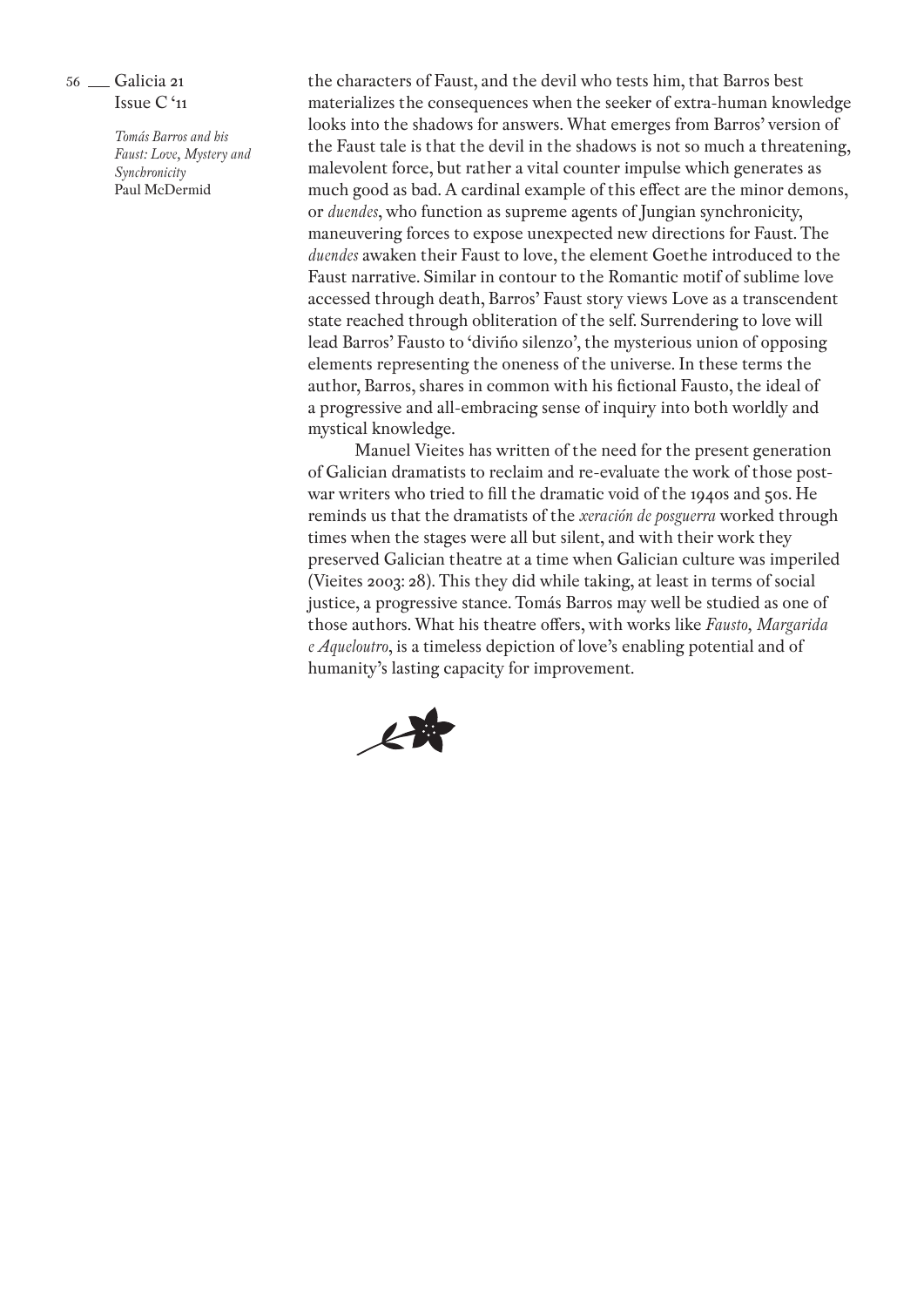the characters of Faust, and the devil who tests him, that Barros best materializes the consequences when the seeker of extra-human knowledge looks into the shadows for answers. What emerges from Barros' version of the Faust tale is that the devil in the shadows is not so much a threatening, malevolent force, but rather a vital counter impulse which generates as much good as bad. A cardinal example of this effect are the minor demons, or *duendes*, who function as supreme agents of Jungian synchronicity, maneuvering forces to expose unexpected new directions for Faust. The *duendes* awaken their Faust to love, the element Goethe introduced to the Faust narrative. Similar in contour to the Romantic motif of sublime love accessed through death, Barros' Faust story views Love as a transcendent state reached through obliteration of the self. Surrendering to love will lead Barros' Fausto to 'diviño silenzo', the mysterious union of opposing elements representing the oneness of the universe. In these terms the author, Barros, shares in common with his fictional Fausto, the ideal of a progressive and all-embracing sense of inquiry into both worldly and mystical knowledge.

Manuel Vieites has written of the need for the present generation of Galician dramatists to reclaim and re-evaluate the work of those post-war writers who tried to fill the dramatic void of the 1940s and 50s. He reminds us that the dramatists of the *xeración de posguerra* worked through times when the stages were all but silent, and with their work they preserved Galician theatre at a time when Galician culture was imperiled (Vieites 2003: 28). This they did while taking, at least in terms of social justice, a progressive stance. Tomás Barros may well be studied as one of those authors. What his theatre offers, with works like *Fausto, Margarida e Aqueloutro*, is a timeless depiction of love's enabling potential and of humanity's lasting capacity for improvement.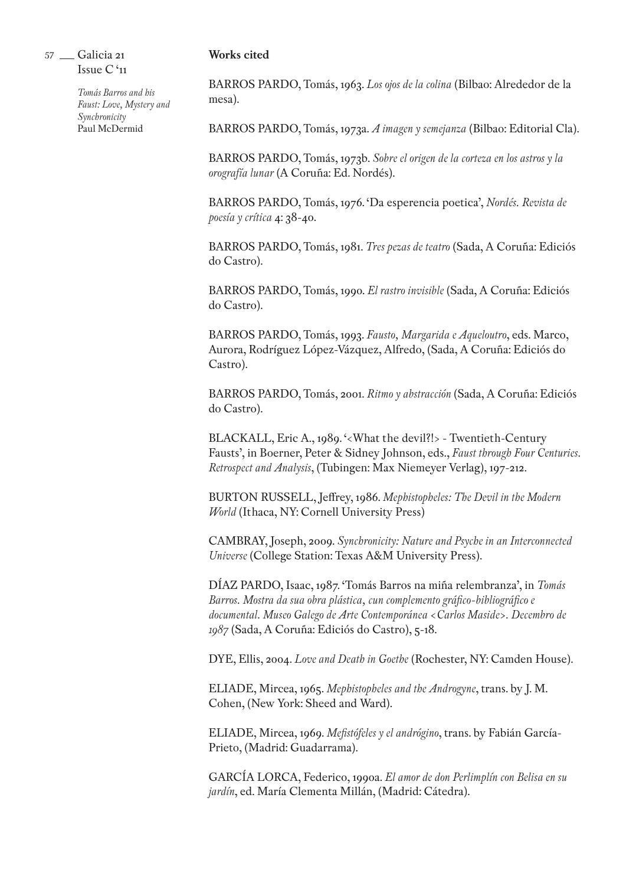**Works cited**

BARROS PARDO, Tomás, 1963. *Los ojos de la colina* (Bilbao: Alrededor de la mesa).

BARROS PARDO, Tomás, 1973a. *A imagen y semejanza* (Bilbao: Editorial Cla).

BARROS PARDO, Tomás, 1973b. *Sobre el origen de la corteza en los astros y la orografía lunar* (A Coruña: Ed. Nordés).

BARROS PARDO, Tomás, 1976. 'Da esperencia poetica', *Nordés. Revista de poesía y crítica* 4: 38-40.

BARROS PARDO, Tomás, 1981. *Tres pezas de teatro* (Sada, A Coruña: Ediciós do Castro).

BARROS PARDO, Tomás, 1990. *El rastro invisible* (Sada, A Coruña: Ediciós do Castro).

BARROS PARDO, Tomás, 1993. *Fausto, Margarida e Aqueloutro*, eds. Marco, Aurora, Rodríguez López-Vázquez, Alfredo, (Sada, A Coruña: Ediciós do Castro).

BARROS PARDO, Tomás, 2001. *Ritmo y abstracción* (Sada, A Coruña: Ediciós do Castro).

BLACKALL, Eric A., 1989. '<What the devil?!> - Twentieth-Century Fausts', in Boerner, Peter & Sidney Johnson, eds., *Faust through Four Centuries. Retrospect and Analysis*, (Tubingen: Max Niemeyer Verlag), 197-212.

BURTON RUSSELL, Jeffrey, 1986. *Mephistopheles: The Devil in the Modern World* (Ithaca, NY: Cornell University Press)

CAMBRAY, Joseph, 2009. *Synchronicity: Nature and Psyche in an Interconnected Universe* (College Station: Texas A&M University Press).

DÍAZ PARDO, Isaac, 1987. 'Tomás Barros na miña relembranza', in *Tomás Barros. Mostra da sua obra plástica, cun complemento gráfico-bibliográfico e documental. Museo Galego de Arte Contemporánea <Carlos Maside>. Decembro de 1987* (Sada, A Coruña: Ediciós do Castro), 5-18.

DYE, Ellis, 2004. *Love and Death in Goethe* (Rochester, NY: Camden House).

ELIADE, Mircea, 1965. *Mephistopheles and the Androgyne*, trans. by J. M. Cohen, (New York: Sheed and Ward).

ELIADE, Mircea, 1969. *Mefistófeles y el andrógino*, trans. by Fabián García-Prieto, (Madrid: Guadarrama).

GARCÍA LORCA, Federico, 1990a. *El amor de don Perlimplín con Belisa en su jardín*, ed. María Clementa Millán, (Madrid: Cátedra).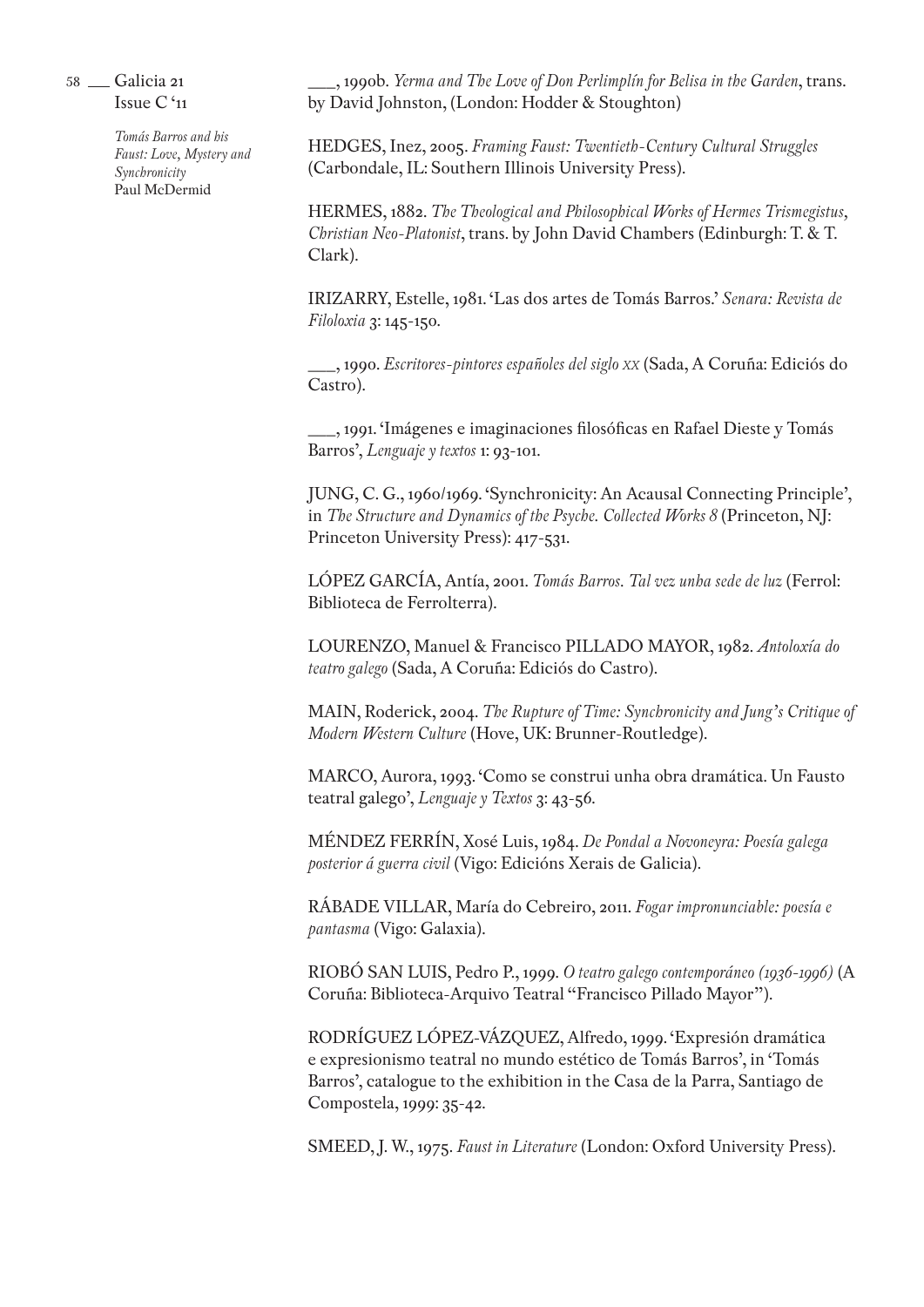___, 1990b. *Yerma and The Love of Don Perlimplín for Belisa in the Garden*, trans. by David Johnston, (London: Hodder & Stoughton)

HEDGES, Inez, 2005. *Framing Faust: Twentieth-Century Cultural Struggles* (Carbondale, IL: Southern Illinois University Press).

HERMES, 1882. *The Theological and Philosophical Works of Hermes Trismegistus, Christian Neo-Platonist*, trans. by John David Chambers (Edinburgh: T. & T. Clark).

IRIZARRY, Estelle, 1981. 'Las dos artes de Tomás Barros.' *Senara: Revista de Filoloxia* 3: 145-150.

___, 1990. *Escritores-pintores españoles del siglo XX* (Sada, A Coruña: Ediciós do Castro).

___, 1991. 'Imágenes e imaginaciones filosóficas en Rafael Dieste y Tomás Barros', *Lenguaje y textos* 1: 93-101.

JUNG, C. G., 1960/1969. 'Synchronicity: An Acausal Connecting Principle', in *The Structure and Dynamics of the Psyche. Collected Works 8* (Princeton, NJ: Princeton University Press): 417-531.

LÓPEZ GARCÍA, Antía, 2001. *Tomás Barros. Tal vez unha sede de luz* (Ferrol: Biblioteca de Ferrolterra).

LOURENZO, Manuel & Francisco PILLADO MAYOR, 1982. *Antoloxía do teatro galego* (Sada, A Coruña: Ediciós do Castro).

MAIN, Roderick, 2004. *The Rupture of Time: Synchronicity and Jung's Critique of Modern Western Culture* (Hove, UK: Brunner-Routledge).

MARCO, Aurora, 1993. 'Como se construi unha obra dramática. Un Fausto teatral galego', *Lenguaje y Textos* 3: 43-56.

MÉNDEZ FERRÍN, Xosé Luis, 1984. *De Pondal a Novoneyra: Poesía galega posterior á guerra civil* (Vigo: Edicións Xerais de Galicia).

RÁBADE VILLAR, María do Cebreiro, 2011. *Fogar impronunciable: poesía e pantasma* (Vigo: Galaxia).

RIOBÓ SAN LUIS, Pedro P., 1999. *O teatro galego contemporáneo (1936-1996)* (A Coruña: Biblioteca-Arquivo Teatral "Francisco Pillado Mayor").

RODRÍGUEZ LÓPEZ-VÁZQUEZ, Alfredo, 1999. 'Expresión dramática e expresionismo teatral no mundo estético de Tomás Barros', in 'Tomás Barros', catalogue to the exhibition in the Casa de la Parra, Santiago de Compostela, 1999: 35-42.

SMEED, J. W., 1975. *Faust in Literature* (London: Oxford University Press).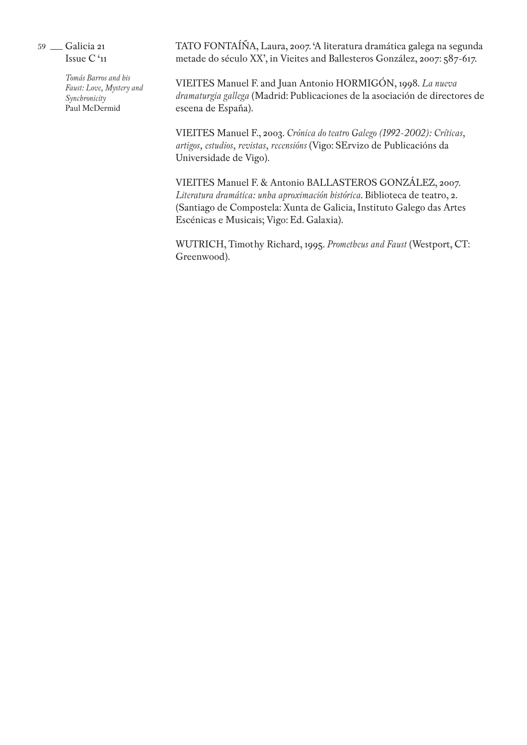TATO FONTAÍÑA, Laura, 2007. 'A literatura dramática galega na segunda metade do século XX', in Vieites and Ballesteros González, 2007: 587-617.

VIEITES Manuel F. and Juan Antonio HORMIGÓN, 1998. *La nueva dramaturgia gallega* (Madrid: Publicaciones de la asociación de directores de escena de España).

VIEITES Manuel F., 2003. *Crónica do teatro Galego (1992-2002): Críticas, artigos, estudios, revistas, recensións* (Vigo: SErvizo de Publicacións da Universidade de Vigo).

VIEITES Manuel F. & Antonio BALLASTEROS GONZÁLEZ, 2007. *Literatura dramática: unha aproximación histórica*. Biblioteca de teatro, 2. (Santiago de Compostela: Xunta de Galicia, Instituto Galego das Artes Escénicas e Musicais; Vigo: Ed. Galaxia).

WUTRICH, Timothy Richard, 1995. *Prometheus and Faust* (Westport, CT: Greenwood).